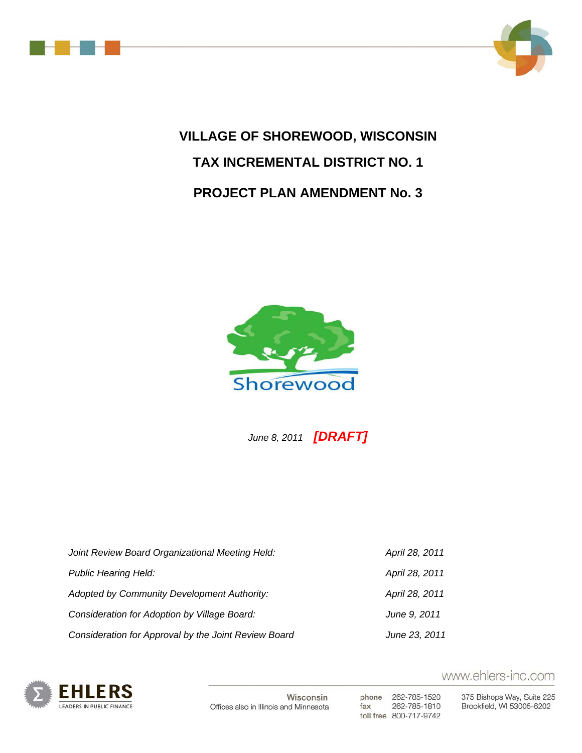# VILLAGE OF SHOREWOOD, WISCONSIN

# TAX INCREMENTAL DISTRICT NO. 1

# PROJECT PLAN AMENDMENT No. 3

Shorewood

*June 8, 2011* ***[DRAFT]***

| | |
|---|---|
| *Joint Review Board Organizational Meeting Held:* | *April 28, 2011* |
| *Public Hearing Held:* | *April 28, 2011* |
| *Adopted by Community Development Authority:* | *April 28, 2011* |
| *Consideration for Adoption by Village Board:* | *June 9, 2011* |
| *Consideration for Approval by the Joint Review Board* | *June 23, 2011* |

EHLERS
LEADERS IN PUBLIC FINANCE

www.ehlers-inc.com

Wisconsin
Offices also in Illinois and Minnesota

phone 262-785-1520
fax 262-785-1810
toll free 800-717-9742

375 Bishops Way, Suite 225
Brookfield, WI 53005-6202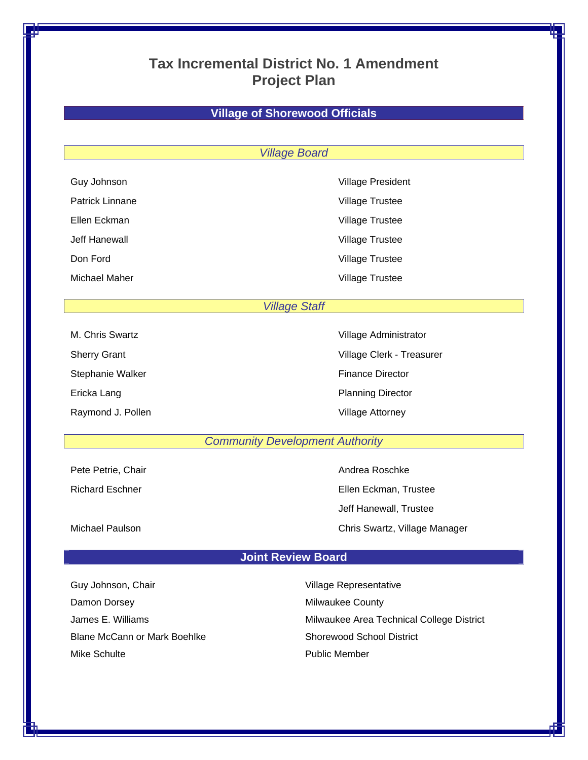# Tax Incremental District No. 1 Amendment
# Project Plan

## Village of Shorewood Officials

### *Village Board*

| | |
|---|---|
| Guy Johnson | Village President |
| Patrick Linnane | Village Trustee |
| Ellen Eckman | Village Trustee |
| Jeff Hanewall | Village Trustee |
| Don Ford | Village Trustee |
| Michael Maher | Village Trustee |

### *Village Staff*

| | |
|---|---|
| M. Chris Swartz | Village Administrator |
| Sherry Grant | Village Clerk - Treasurer |
| Stephanie Walker | Finance Director |
| Ericka Lang | Planning Director |
| Raymond J. Pollen | Village Attorney |

### *Community Development Authority*

| | |
|---|---|
| Pete Petrie, Chair | Andrea Roschke |
| Richard Eschner | Ellen Eckman, Trustee |
| | Jeff Hanewall, Trustee |
| Michael Paulson | Chris Swartz, Village Manager |

## Joint Review Board

| | |
|---|---|
| Guy Johnson, Chair | Village Representative |
| Damon Dorsey | Milwaukee County |
| James E. Williams | Milwaukee Area Technical College District |
| Blane McCann or Mark Boehlke | Shorewood School District |
| Mike Schulte | Public Member |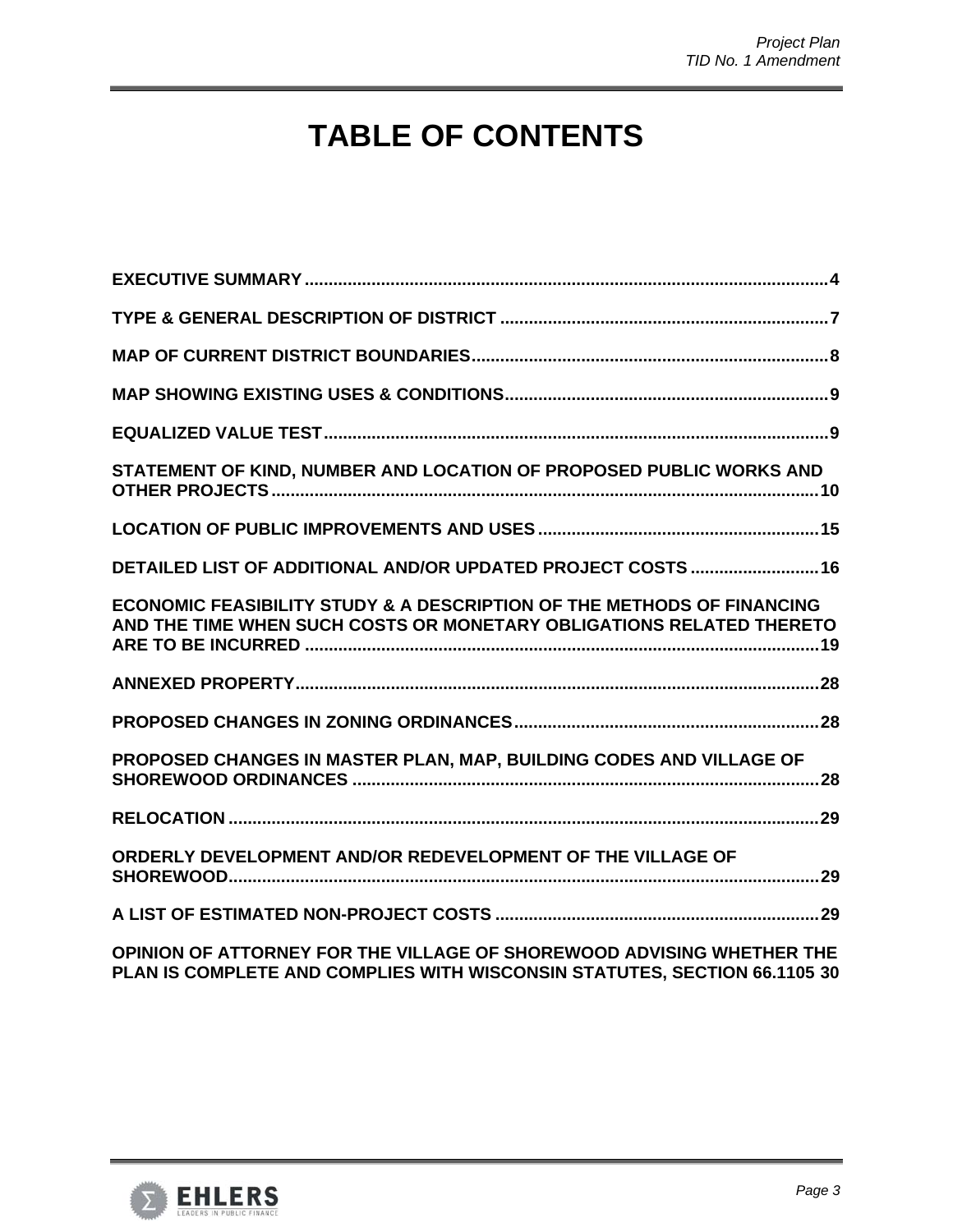# TABLE OF CONTENTS

**EXECUTIVE SUMMARY** .......... 4

**TYPE & GENERAL DESCRIPTION OF DISTRICT** .......... 7

**MAP OF CURRENT DISTRICT BOUNDARIES** .......... 8

**MAP SHOWING EXISTING USES & CONDITIONS** .......... 9

**EQUALIZED VALUE TEST** .......... 9

**STATEMENT OF KIND, NUMBER AND LOCATION OF PROPOSED PUBLIC WORKS AND OTHER PROJECTS** .......... 10

**LOCATION OF PUBLIC IMPROVEMENTS AND USES** .......... 15

**DETAILED LIST OF ADDITIONAL AND/OR UPDATED PROJECT COSTS** .......... 16

**ECONOMIC FEASIBILITY STUDY & A DESCRIPTION OF THE METHODS OF FINANCING AND THE TIME WHEN SUCH COSTS OR MONETARY OBLIGATIONS RELATED THERETO ARE TO BE INCURRED** .......... 19

**ANNEXED PROPERTY** .......... 28

**PROPOSED CHANGES IN ZONING ORDINANCES** .......... 28

**PROPOSED CHANGES IN MASTER PLAN, MAP, BUILDING CODES AND VILLAGE OF SHOREWOOD ORDINANCES** .......... 28

**RELOCATION** .......... 29

**ORDERLY DEVELOPMENT AND/OR REDEVELOPMENT OF THE VILLAGE OF SHOREWOOD** .......... 29

**A LIST OF ESTIMATED NON-PROJECT COSTS** .......... 29

**OPINION OF ATTORNEY FOR THE VILLAGE OF SHOREWOOD ADVISING WHETHER THE PLAN IS COMPLETE AND COMPLIES WITH WISCONSIN STATUTES, SECTION 66.1105** 30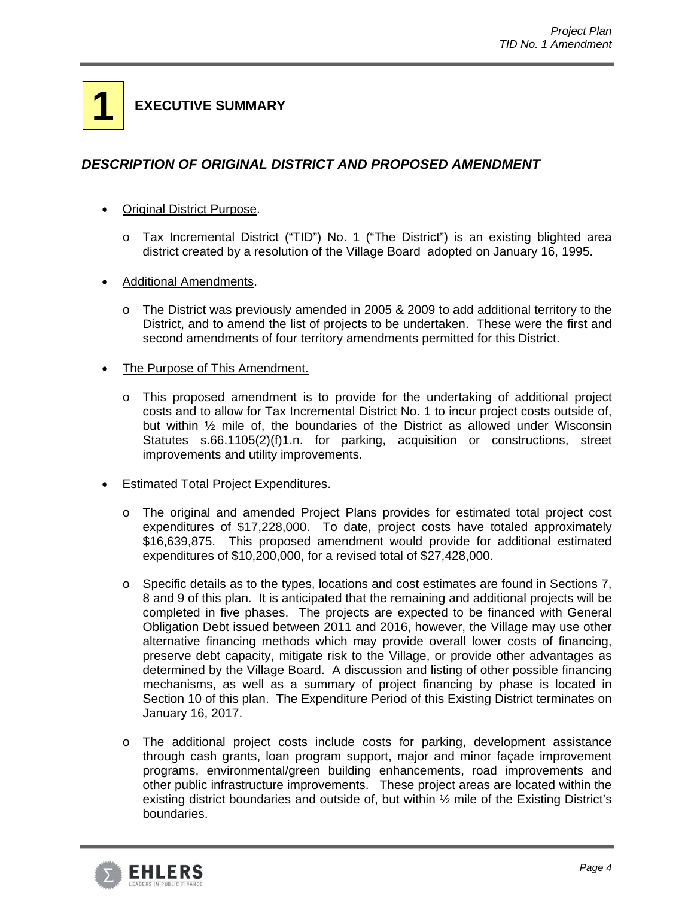# 1 EXECUTIVE SUMMARY

## *DESCRIPTION OF ORIGINAL DISTRICT AND PROPOSED AMENDMENT*

- Original District Purpose.
  - Tax Incremental District ("TID") No. 1 ("The District") is an existing blighted area district created by a resolution of the Village Board adopted on January 16, 1995.
- Additional Amendments.
  - The District was previously amended in 2005 & 2009 to add additional territory to the District, and to amend the list of projects to be undertaken. These were the first and second amendments of four territory amendments permitted for this District.
- The Purpose of This Amendment.
  - This proposed amendment is to provide for the undertaking of additional project costs and to allow for Tax Incremental District No. 1 to incur project costs outside of, but within ½ mile of, the boundaries of the District as allowed under Wisconsin Statutes s.66.1105(2)(f)1.n. for parking, acquisition or constructions, street improvements and utility improvements.
- Estimated Total Project Expenditures.
  - The original and amended Project Plans provides for estimated total project cost expenditures of $17,228,000. To date, project costs have totaled approximately $16,639,875. This proposed amendment would provide for additional estimated expenditures of $10,200,000, for a revised total of $27,428,000.
  - Specific details as to the types, locations and cost estimates are found in Sections 7, 8 and 9 of this plan. It is anticipated that the remaining and additional projects will be completed in five phases. The projects are expected to be financed with General Obligation Debt issued between 2011 and 2016, however, the Village may use other alternative financing methods which may provide overall lower costs of financing, preserve debt capacity, mitigate risk to the Village, or provide other advantages as determined by the Village Board. A discussion and listing of other possible financing mechanisms, as well as a summary of project financing by phase is located in Section 10 of this plan. The Expenditure Period of this Existing District terminates on January 16, 2017.
  - The additional project costs include costs for parking, development assistance through cash grants, loan program support, major and minor façade improvement programs, environmental/green building enhancements, road improvements and other public infrastructure improvements. These project areas are located within the existing district boundaries and outside of, but within ½ mile of the Existing District's boundaries.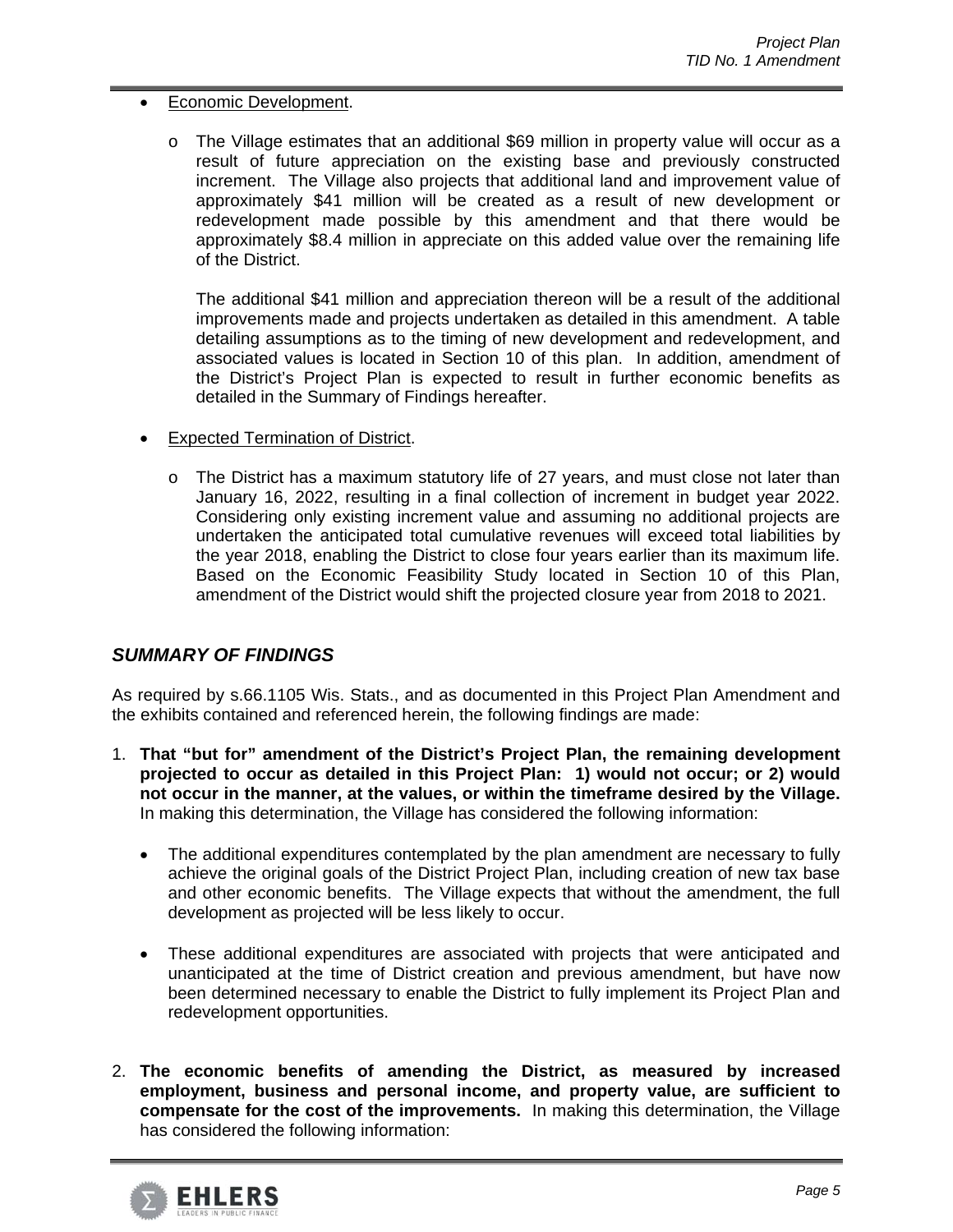- Economic Development.

  - The Village estimates that an additional $69 million in property value will occur as a result of future appreciation on the existing base and previously constructed increment. The Village also projects that additional land and improvement value of approximately $41 million will be created as a result of new development or redevelopment made possible by this amendment and that there would be approximately $8.4 million in appreciate on this added value over the remaining life of the District.

    The additional $41 million and appreciation thereon will be a result of the additional improvements made and projects undertaken as detailed in this amendment. A table detailing assumptions as to the timing of new development and redevelopment, and associated values is located in Section 10 of this plan. In addition, amendment of the District's Project Plan is expected to result in further economic benefits as detailed in the Summary of Findings hereafter.

- Expected Termination of District.

  - The District has a maximum statutory life of 27 years, and must close not later than January 16, 2022, resulting in a final collection of increment in budget year 2022. Considering only existing increment value and assuming no additional projects are undertaken the anticipated total cumulative revenues will exceed total liabilities by the year 2018, enabling the District to close four years earlier than its maximum life. Based on the Economic Feasibility Study located in Section 10 of this Plan, amendment of the District would shift the projected closure year from 2018 to 2021.

## *SUMMARY OF FINDINGS*

As required by s.66.1105 Wis. Stats., and as documented in this Project Plan Amendment and the exhibits contained and referenced herein, the following findings are made:

1. **That "but for" amendment of the District's Project Plan, the remaining development projected to occur as detailed in this Project Plan: 1) would not occur; or 2) would not occur in the manner, at the values, or within the timeframe desired by the Village.** In making this determination, the Village has considered the following information:

   - The additional expenditures contemplated by the plan amendment are necessary to fully achieve the original goals of the District Project Plan, including creation of new tax base and other economic benefits. The Village expects that without the amendment, the full development as projected will be less likely to occur.

   - These additional expenditures are associated with projects that were anticipated and unanticipated at the time of District creation and previous amendment, but have now been determined necessary to enable the District to fully implement its Project Plan and redevelopment opportunities.

2. **The economic benefits of amending the District, as measured by increased employment, business and personal income, and property value, are sufficient to compensate for the cost of the improvements.** In making this determination, the Village has considered the following information: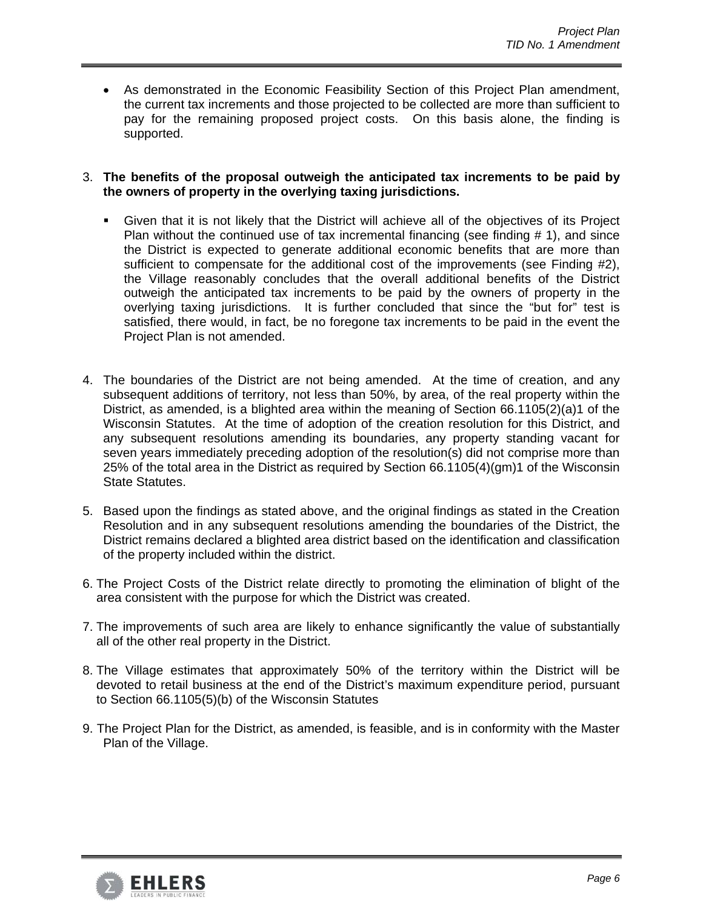- As demonstrated in the Economic Feasibility Section of this Project Plan amendment, the current tax increments and those projected to be collected are more than sufficient to pay for the remaining proposed project costs. On this basis alone, the finding is supported.

3. **The benefits of the proposal outweigh the anticipated tax increments to be paid by the owners of property in the overlying taxing jurisdictions.**

   - Given that it is not likely that the District will achieve all of the objectives of its Project Plan without the continued use of tax incremental financing (see finding # 1), and since the District is expected to generate additional economic benefits that are more than sufficient to compensate for the additional cost of the improvements (see Finding #2), the Village reasonably concludes that the overall additional benefits of the District outweigh the anticipated tax increments to be paid by the owners of property in the overlying taxing jurisdictions. It is further concluded that since the "but for" test is satisfied, there would, in fact, be no foregone tax increments to be paid in the event the Project Plan is not amended.

4. The boundaries of the District are not being amended. At the time of creation, and any subsequent additions of territory, not less than 50%, by area, of the real property within the District, as amended, is a blighted area within the meaning of Section 66.1105(2)(a)1 of the Wisconsin Statutes. At the time of adoption of the creation resolution for this District, and any subsequent resolutions amending its boundaries, any property standing vacant for seven years immediately preceding adoption of the resolution(s) did not comprise more than 25% of the total area in the District as required by Section 66.1105(4)(gm)1 of the Wisconsin State Statutes.

5. Based upon the findings as stated above, and the original findings as stated in the Creation Resolution and in any subsequent resolutions amending the boundaries of the District, the District remains declared a blighted area district based on the identification and classification of the property included within the district.

6. The Project Costs of the District relate directly to promoting the elimination of blight of the area consistent with the purpose for which the District was created.

7. The improvements of such area are likely to enhance significantly the value of substantially all of the other real property in the District.

8. The Village estimates that approximately 50% of the territory within the District will be devoted to retail business at the end of the District's maximum expenditure period, pursuant to Section 66.1105(5)(b) of the Wisconsin Statutes

9. The Project Plan for the District, as amended, is feasible, and is in conformity with the Master Plan of the Village.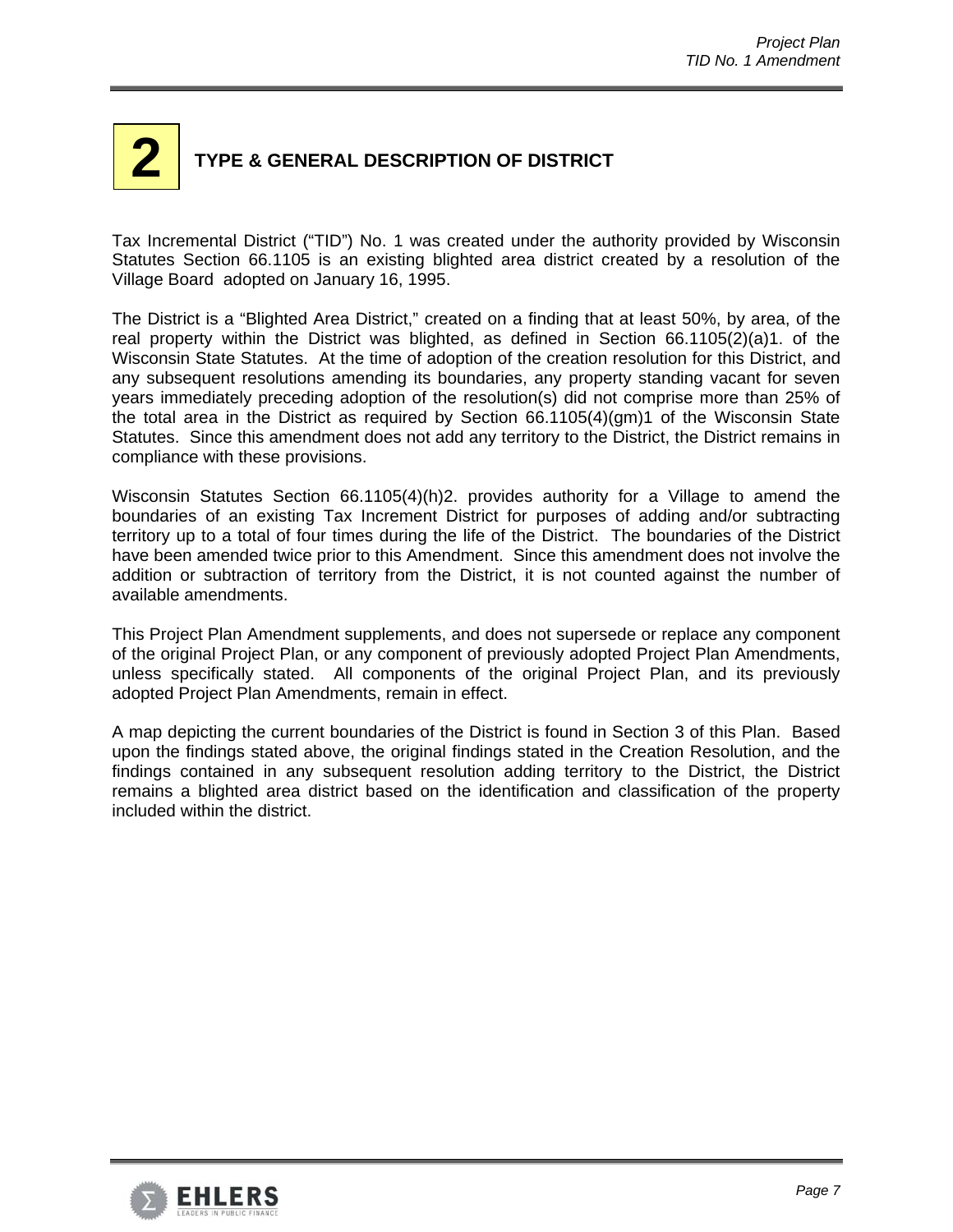# 2 TYPE & GENERAL DESCRIPTION OF DISTRICT

Tax Incremental District ("TID") No. 1 was created under the authority provided by Wisconsin Statutes Section 66.1105 is an existing blighted area district created by a resolution of the Village Board adopted on January 16, 1995.

The District is a "Blighted Area District," created on a finding that at least 50%, by area, of the real property within the District was blighted, as defined in Section 66.1105(2)(a)1. of the Wisconsin State Statutes. At the time of adoption of the creation resolution for this District, and any subsequent resolutions amending its boundaries, any property standing vacant for seven years immediately preceding adoption of the resolution(s) did not comprise more than 25% of the total area in the District as required by Section 66.1105(4)(gm)1 of the Wisconsin State Statutes. Since this amendment does not add any territory to the District, the District remains in compliance with these provisions.

Wisconsin Statutes Section 66.1105(4)(h)2. provides authority for a Village to amend the boundaries of an existing Tax Increment District for purposes of adding and/or subtracting territory up to a total of four times during the life of the District. The boundaries of the District have been amended twice prior to this Amendment. Since this amendment does not involve the addition or subtraction of territory from the District, it is not counted against the number of available amendments.

This Project Plan Amendment supplements, and does not supersede or replace any component of the original Project Plan, or any component of previously adopted Project Plan Amendments, unless specifically stated. All components of the original Project Plan, and its previously adopted Project Plan Amendments, remain in effect.

A map depicting the current boundaries of the District is found in Section 3 of this Plan. Based upon the findings stated above, the original findings stated in the Creation Resolution, and the findings contained in any subsequent resolution adding territory to the District, the District remains a blighted area district based on the identification and classification of the property included within the district.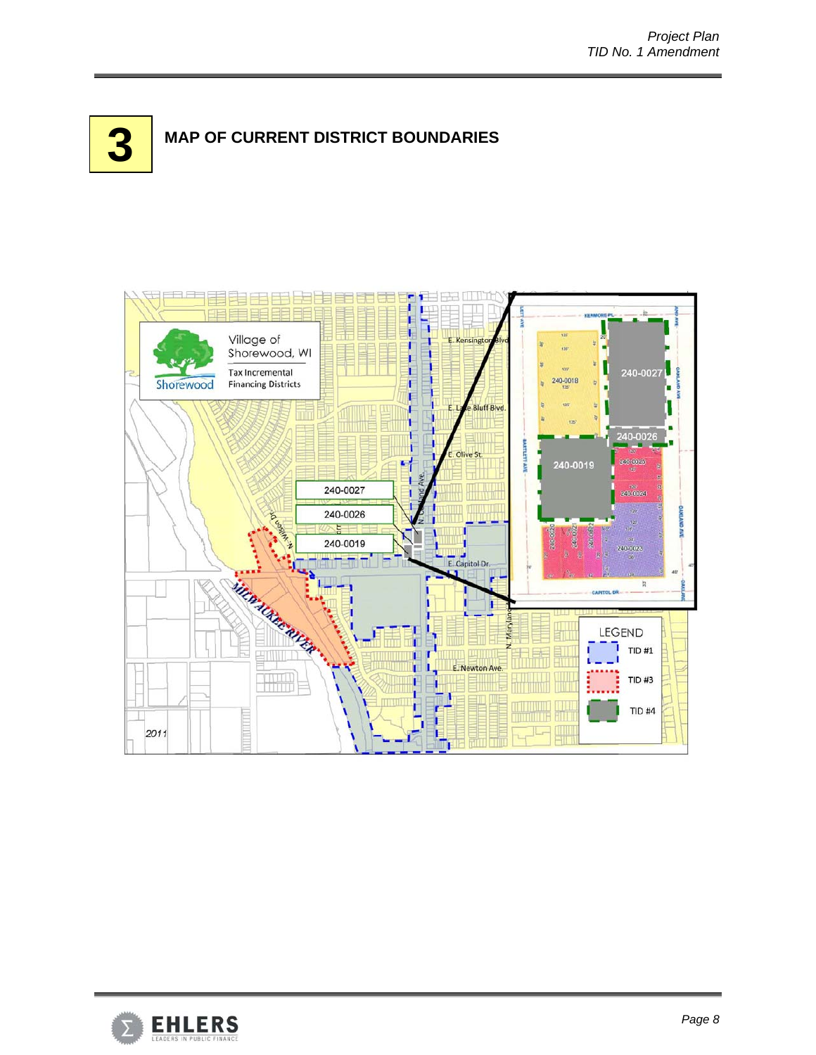# 3 MAP OF CURRENT DISTRICT BOUNDARIES

Village of Shorewood, WI

Tax Incremental Financing Districts

LEGEND

- TID #1
- TID #3
- TID #4

240-0027

240-0026

240-0019

2011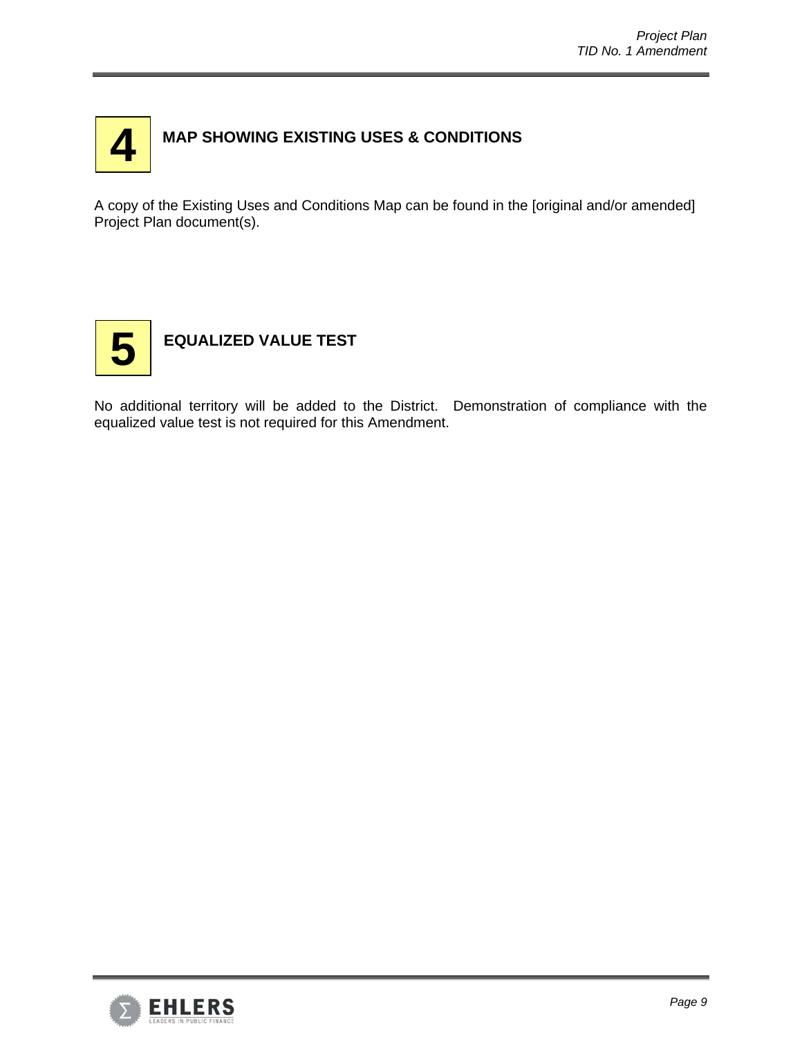# 4 MAP SHOWING EXISTING USES & CONDITIONS

A copy of the Existing Uses and Conditions Map can be found in the [original and/or amended] Project Plan document(s).

# 5 EQUALIZED VALUE TEST

No additional territory will be added to the District. Demonstration of compliance with the equalized value test is not required for this Amendment.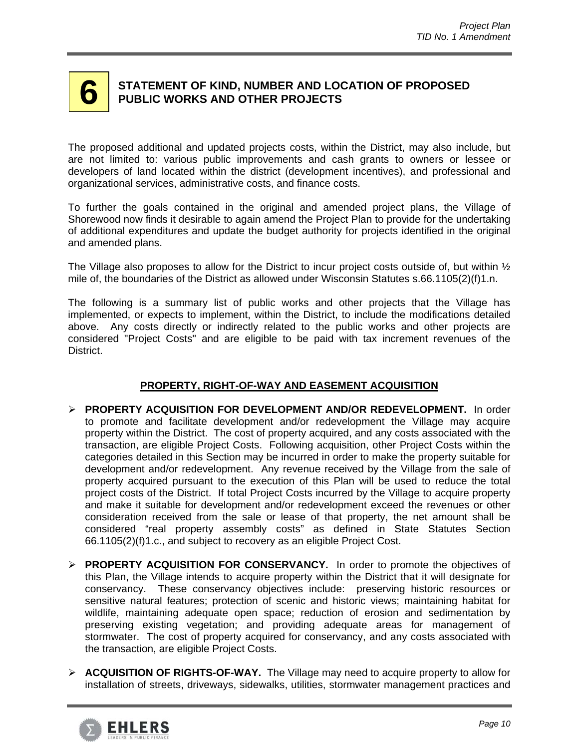## 6 STATEMENT OF KIND, NUMBER AND LOCATION OF PROPOSED PUBLIC WORKS AND OTHER PROJECTS

The proposed additional and updated projects costs, within the District, may also include, but are not limited to: various public improvements and cash grants to owners or lessee or developers of land located within the district (development incentives), and professional and organizational services, administrative costs, and finance costs.

To further the goals contained in the original and amended project plans, the Village of Shorewood now finds it desirable to again amend the Project Plan to provide for the undertaking of additional expenditures and update the budget authority for projects identified in the original and amended plans.

The Village also proposes to allow for the District to incur project costs outside of, but within ½ mile of, the boundaries of the District as allowed under Wisconsin Statutes s.66.1105(2)(f)1.n.

The following is a summary list of public works and other projects that the Village has implemented, or expects to implement, within the District, to include the modifications detailed above. Any costs directly or indirectly related to the public works and other projects are considered "Project Costs" and are eligible to be paid with tax increment revenues of the District.

### PROPERTY, RIGHT-OF-WAY AND EASEMENT ACQUISITION

- **PROPERTY ACQUISITION FOR DEVELOPMENT AND/OR REDEVELOPMENT.** In order to promote and facilitate development and/or redevelopment the Village may acquire property within the District. The cost of property acquired, and any costs associated with the transaction, are eligible Project Costs. Following acquisition, other Project Costs within the categories detailed in this Section may be incurred in order to make the property suitable for development and/or redevelopment. Any revenue received by the Village from the sale of property acquired pursuant to the execution of this Plan will be used to reduce the total project costs of the District. If total Project Costs incurred by the Village to acquire property and make it suitable for development and/or redevelopment exceed the revenues or other consideration received from the sale or lease of that property, the net amount shall be considered "real property assembly costs" as defined in State Statutes Section 66.1105(2)(f)1.c., and subject to recovery as an eligible Project Cost.

- **PROPERTY ACQUISITION FOR CONSERVANCY.** In order to promote the objectives of this Plan, the Village intends to acquire property within the District that it will designate for conservancy. These conservancy objectives include: preserving historic resources or sensitive natural features; protection of scenic and historic views; maintaining habitat for wildlife, maintaining adequate open space; reduction of erosion and sedimentation by preserving existing vegetation; and providing adequate areas for management of stormwater. The cost of property acquired for conservancy, and any costs associated with the transaction, are eligible Project Costs.

- **ACQUISITION OF RIGHTS-OF-WAY.** The Village may need to acquire property to allow for installation of streets, driveways, sidewalks, utilities, stormwater management practices and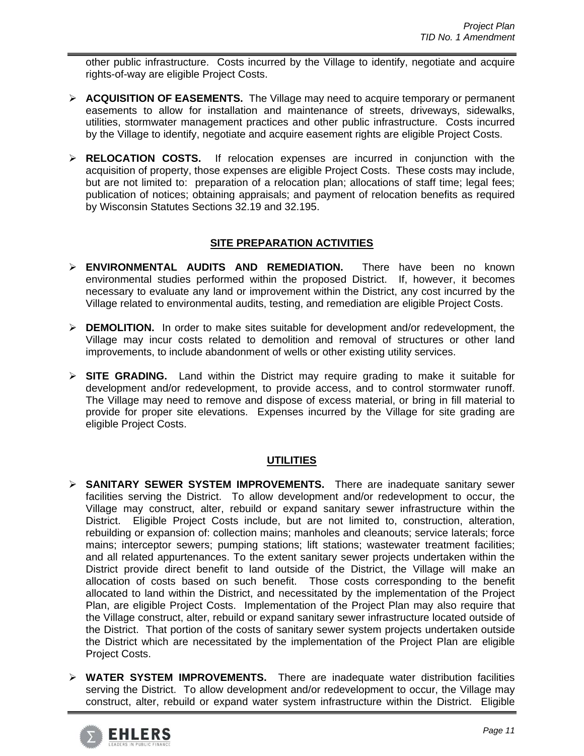other public infrastructure. Costs incurred by the Village to identify, negotiate and acquire rights-of-way are eligible Project Costs.

- **ACQUISITION OF EASEMENTS.** The Village may need to acquire temporary or permanent easements to allow for installation and maintenance of streets, driveways, sidewalks, utilities, stormwater management practices and other public infrastructure. Costs incurred by the Village to identify, negotiate and acquire easement rights are eligible Project Costs.

- **RELOCATION COSTS.** If relocation expenses are incurred in conjunction with the acquisition of property, those expenses are eligible Project Costs. These costs may include, but are not limited to: preparation of a relocation plan; allocations of staff time; legal fees; publication of notices; obtaining appraisals; and payment of relocation benefits as required by Wisconsin Statutes Sections 32.19 and 32.195.

## SITE PREPARATION ACTIVITIES

- **ENVIRONMENTAL AUDITS AND REMEDIATION.** There have been no known environmental studies performed within the proposed District. If, however, it becomes necessary to evaluate any land or improvement within the District, any cost incurred by the Village related to environmental audits, testing, and remediation are eligible Project Costs.

- **DEMOLITION.** In order to make sites suitable for development and/or redevelopment, the Village may incur costs related to demolition and removal of structures or other land improvements, to include abandonment of wells or other existing utility services.

- **SITE GRADING.** Land within the District may require grading to make it suitable for development and/or redevelopment, to provide access, and to control stormwater runoff. The Village may need to remove and dispose of excess material, or bring in fill material to provide for proper site elevations. Expenses incurred by the Village for site grading are eligible Project Costs.

## UTILITIES

- **SANITARY SEWER SYSTEM IMPROVEMENTS.** There are inadequate sanitary sewer facilities serving the District. To allow development and/or redevelopment to occur, the Village may construct, alter, rebuild or expand sanitary sewer infrastructure within the District. Eligible Project Costs include, but are not limited to, construction, alteration, rebuilding or expansion of: collection mains; manholes and cleanouts; service laterals; force mains; interceptor sewers; pumping stations; lift stations; wastewater treatment facilities; and all related appurtenances. To the extent sanitary sewer projects undertaken within the District provide direct benefit to land outside of the District, the Village will make an allocation of costs based on such benefit. Those costs corresponding to the benefit allocated to land within the District, and necessitated by the implementation of the Project Plan, are eligible Project Costs. Implementation of the Project Plan may also require that the Village construct, alter, rebuild or expand sanitary sewer infrastructure located outside of the District. That portion of the costs of sanitary sewer system projects undertaken outside the District which are necessitated by the implementation of the Project Plan are eligible Project Costs.

- **WATER SYSTEM IMPROVEMENTS.** There are inadequate water distribution facilities serving the District. To allow development and/or redevelopment to occur, the Village may construct, alter, rebuild or expand water system infrastructure within the District. Eligible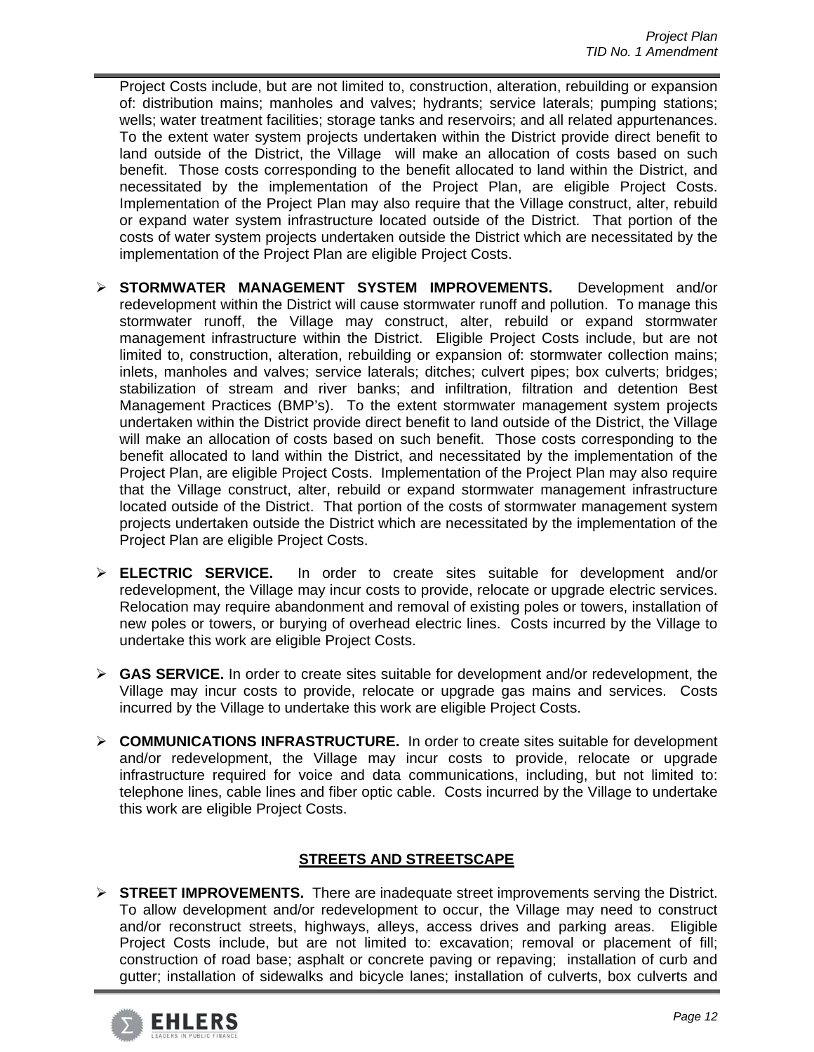Project Costs include, but are not limited to, construction, alteration, rebuilding or expansion of: distribution mains; manholes and valves; hydrants; service laterals; pumping stations; wells; water treatment facilities; storage tanks and reservoirs; and all related appurtenances. To the extent water system projects undertaken within the District provide direct benefit to land outside of the District, the Village will make an allocation of costs based on such benefit. Those costs corresponding to the benefit allocated to land within the District, and necessitated by the implementation of the Project Plan, are eligible Project Costs. Implementation of the Project Plan may also require that the Village construct, alter, rebuild or expand water system infrastructure located outside of the District. That portion of the costs of water system projects undertaken outside the District which are necessitated by the implementation of the Project Plan are eligible Project Costs.

- **STORMWATER MANAGEMENT SYSTEM IMPROVEMENTS.** Development and/or redevelopment within the District will cause stormwater runoff and pollution. To manage this stormwater runoff, the Village may construct, alter, rebuild or expand stormwater management infrastructure within the District. Eligible Project Costs include, but are not limited to, construction, alteration, rebuilding or expansion of: stormwater collection mains; inlets, manholes and valves; service laterals; ditches; culvert pipes; box culverts; bridges; stabilization of stream and river banks; and infiltration, filtration and detention Best Management Practices (BMP's). To the extent stormwater management system projects undertaken within the District provide direct benefit to land outside of the District, the Village will make an allocation of costs based on such benefit. Those costs corresponding to the benefit allocated to land within the District, and necessitated by the implementation of the Project Plan, are eligible Project Costs. Implementation of the Project Plan may also require that the Village construct, alter, rebuild or expand stormwater management infrastructure located outside of the District. That portion of the costs of stormwater management system projects undertaken outside the District which are necessitated by the implementation of the Project Plan are eligible Project Costs.

- **ELECTRIC SERVICE.** In order to create sites suitable for development and/or redevelopment, the Village may incur costs to provide, relocate or upgrade electric services. Relocation may require abandonment and removal of existing poles or towers, installation of new poles or towers, or burying of overhead electric lines. Costs incurred by the Village to undertake this work are eligible Project Costs.

- **GAS SERVICE.** In order to create sites suitable for development and/or redevelopment, the Village may incur costs to provide, relocate or upgrade gas mains and services. Costs incurred by the Village to undertake this work are eligible Project Costs.

- **COMMUNICATIONS INFRASTRUCTURE.** In order to create sites suitable for development and/or redevelopment, the Village may incur costs to provide, relocate or upgrade infrastructure required for voice and data communications, including, but not limited to: telephone lines, cable lines and fiber optic cable. Costs incurred by the Village to undertake this work are eligible Project Costs.

## STREETS AND STREETSCAPE

- **STREET IMPROVEMENTS.** There are inadequate street improvements serving the District. To allow development and/or redevelopment to occur, the Village may need to construct and/or reconstruct streets, highways, alleys, access drives and parking areas. Eligible Project Costs include, but are not limited to: excavation; removal or placement of fill; construction of road base; asphalt or concrete paving or repaving; installation of curb and gutter; installation of sidewalks and bicycle lanes; installation of culverts, box culverts and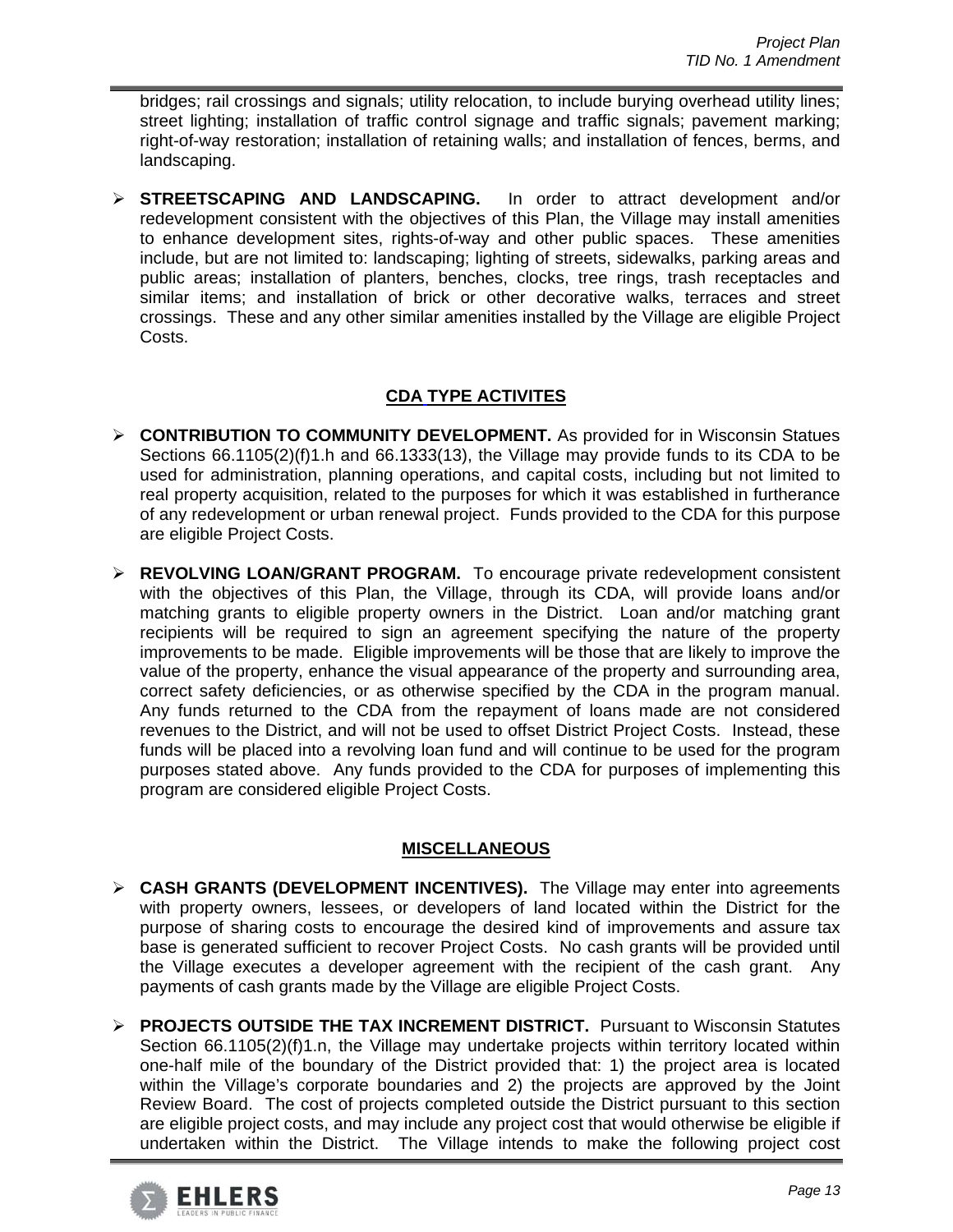bridges; rail crossings and signals; utility relocation, to include burying overhead utility lines; street lighting; installation of traffic control signage and traffic signals; pavement marking; right-of-way restoration; installation of retaining walls; and installation of fences, berms, and landscaping.

- **STREETSCAPING AND LANDSCAPING.** In order to attract development and/or redevelopment consistent with the objectives of this Plan, the Village may install amenities to enhance development sites, rights-of-way and other public spaces. These amenities include, but are not limited to: landscaping; lighting of streets, sidewalks, parking areas and public areas; installation of planters, benches, clocks, tree rings, trash receptacles and similar items; and installation of brick or other decorative walks, terraces and street crossings. These and any other similar amenities installed by the Village are eligible Project Costs.

## CDA TYPE ACTIVITES

- **CONTRIBUTION TO COMMUNITY DEVELOPMENT.** As provided for in Wisconsin Statues Sections 66.1105(2)(f)1.h and 66.1333(13), the Village may provide funds to its CDA to be used for administration, planning operations, and capital costs, including but not limited to real property acquisition, related to the purposes for which it was established in furtherance of any redevelopment or urban renewal project. Funds provided to the CDA for this purpose are eligible Project Costs.

- **REVOLVING LOAN/GRANT PROGRAM.** To encourage private redevelopment consistent with the objectives of this Plan, the Village, through its CDA, will provide loans and/or matching grants to eligible property owners in the District. Loan and/or matching grant recipients will be required to sign an agreement specifying the nature of the property improvements to be made. Eligible improvements will be those that are likely to improve the value of the property, enhance the visual appearance of the property and surrounding area, correct safety deficiencies, or as otherwise specified by the CDA in the program manual. Any funds returned to the CDA from the repayment of loans made are not considered revenues to the District, and will not be used to offset District Project Costs. Instead, these funds will be placed into a revolving loan fund and will continue to be used for the program purposes stated above. Any funds provided to the CDA for purposes of implementing this program are considered eligible Project Costs.

## MISCELLANEOUS

- **CASH GRANTS (DEVELOPMENT INCENTIVES).** The Village may enter into agreements with property owners, lessees, or developers of land located within the District for the purpose of sharing costs to encourage the desired kind of improvements and assure tax base is generated sufficient to recover Project Costs. No cash grants will be provided until the Village executes a developer agreement with the recipient of the cash grant. Any payments of cash grants made by the Village are eligible Project Costs.

- **PROJECTS OUTSIDE THE TAX INCREMENT DISTRICT.** Pursuant to Wisconsin Statutes Section 66.1105(2)(f)1.n, the Village may undertake projects within territory located within one-half mile of the boundary of the District provided that: 1) the project area is located within the Village's corporate boundaries and 2) the projects are approved by the Joint Review Board. The cost of projects completed outside the District pursuant to this section are eligible project costs, and may include any project cost that would otherwise be eligible if undertaken within the District. The Village intends to make the following project cost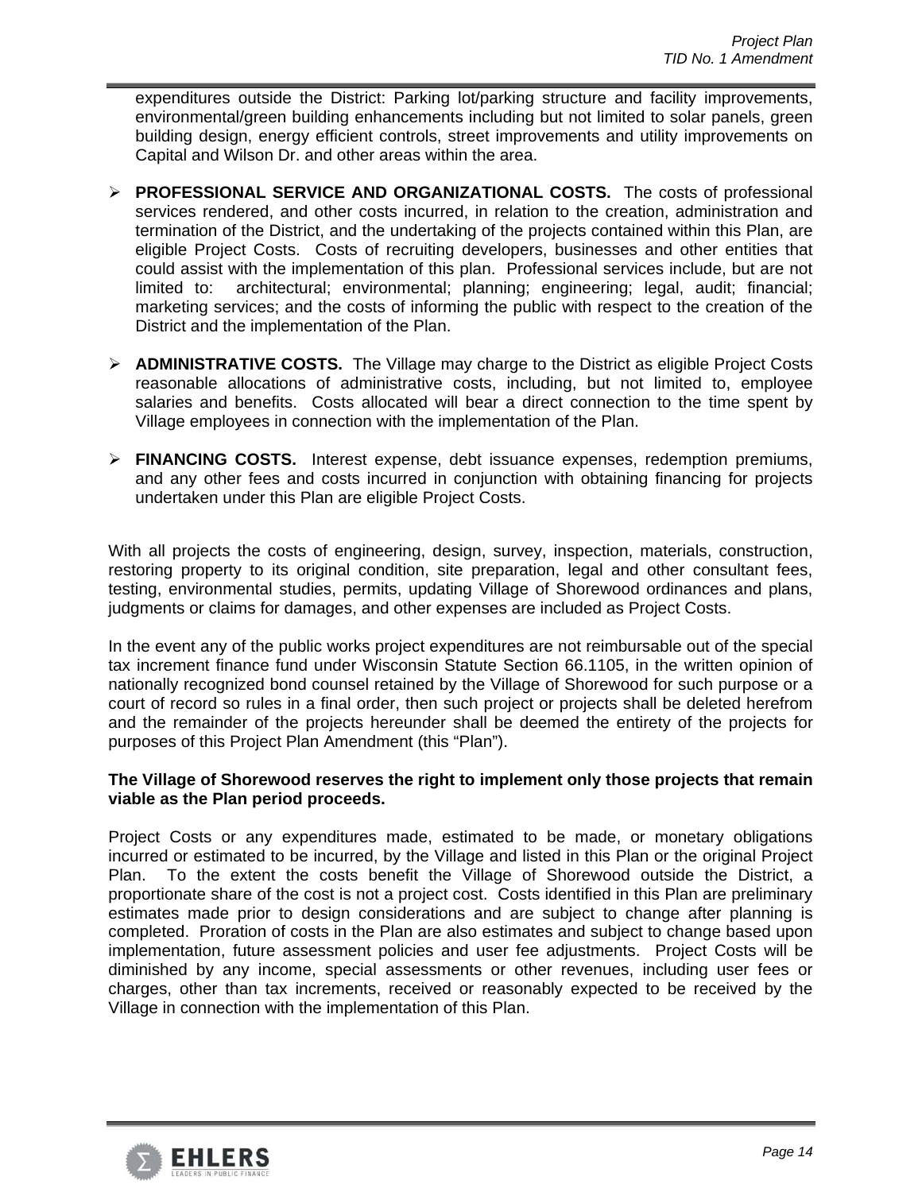expenditures outside the District: Parking lot/parking structure and facility improvements, environmental/green building enhancements including but not limited to solar panels, green building design, energy efficient controls, street improvements and utility improvements on Capital and Wilson Dr. and other areas within the area.

- **PROFESSIONAL SERVICE AND ORGANIZATIONAL COSTS.** The costs of professional services rendered, and other costs incurred, in relation to the creation, administration and termination of the District, and the undertaking of the projects contained within this Plan, are eligible Project Costs. Costs of recruiting developers, businesses and other entities that could assist with the implementation of this plan. Professional services include, but are not limited to: architectural; environmental; planning; engineering; legal, audit; financial; marketing services; and the costs of informing the public with respect to the creation of the District and the implementation of the Plan.

- **ADMINISTRATIVE COSTS.** The Village may charge to the District as eligible Project Costs reasonable allocations of administrative costs, including, but not limited to, employee salaries and benefits. Costs allocated will bear a direct connection to the time spent by Village employees in connection with the implementation of the Plan.

- **FINANCING COSTS.** Interest expense, debt issuance expenses, redemption premiums, and any other fees and costs incurred in conjunction with obtaining financing for projects undertaken under this Plan are eligible Project Costs.

With all projects the costs of engineering, design, survey, inspection, materials, construction, restoring property to its original condition, site preparation, legal and other consultant fees, testing, environmental studies, permits, updating Village of Shorewood ordinances and plans, judgments or claims for damages, and other expenses are included as Project Costs.

In the event any of the public works project expenditures are not reimbursable out of the special tax increment finance fund under Wisconsin Statute Section 66.1105, in the written opinion of nationally recognized bond counsel retained by the Village of Shorewood for such purpose or a court of record so rules in a final order, then such project or projects shall be deleted herefrom and the remainder of the projects hereunder shall be deemed the entirety of the projects for purposes of this Project Plan Amendment (this "Plan").

**The Village of Shorewood reserves the right to implement only those projects that remain viable as the Plan period proceeds.**

Project Costs or any expenditures made, estimated to be made, or monetary obligations incurred or estimated to be incurred, by the Village and listed in this Plan or the original Project Plan. To the extent the costs benefit the Village of Shorewood outside the District, a proportionate share of the cost is not a project cost. Costs identified in this Plan are preliminary estimates made prior to design considerations and are subject to change after planning is completed. Proration of costs in the Plan are also estimates and subject to change based upon implementation, future assessment policies and user fee adjustments. Project Costs will be diminished by any income, special assessments or other revenues, including user fees or charges, other than tax increments, received or reasonably expected to be received by the Village in connection with the implementation of this Plan.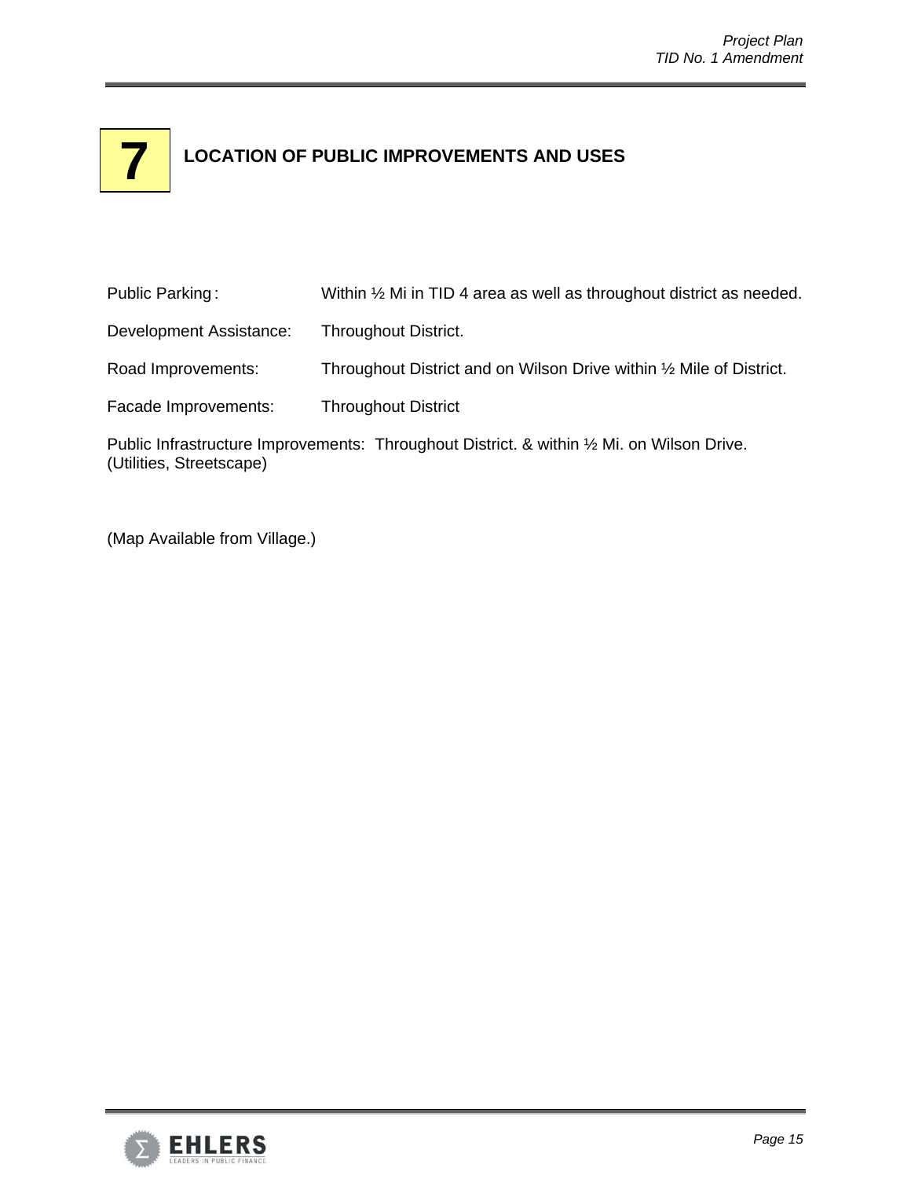# 7 LOCATION OF PUBLIC IMPROVEMENTS AND USES

Public Parking: Within ½ Mi in TID 4 area as well as throughout district as needed.

Development Assistance: Throughout District.

Road Improvements: Throughout District and on Wilson Drive within ½ Mile of District.

Facade Improvements: Throughout District

Public Infrastructure Improvements: Throughout District. & within ½ Mi. on Wilson Drive. (Utilities, Streetscape)

(Map Available from Village.)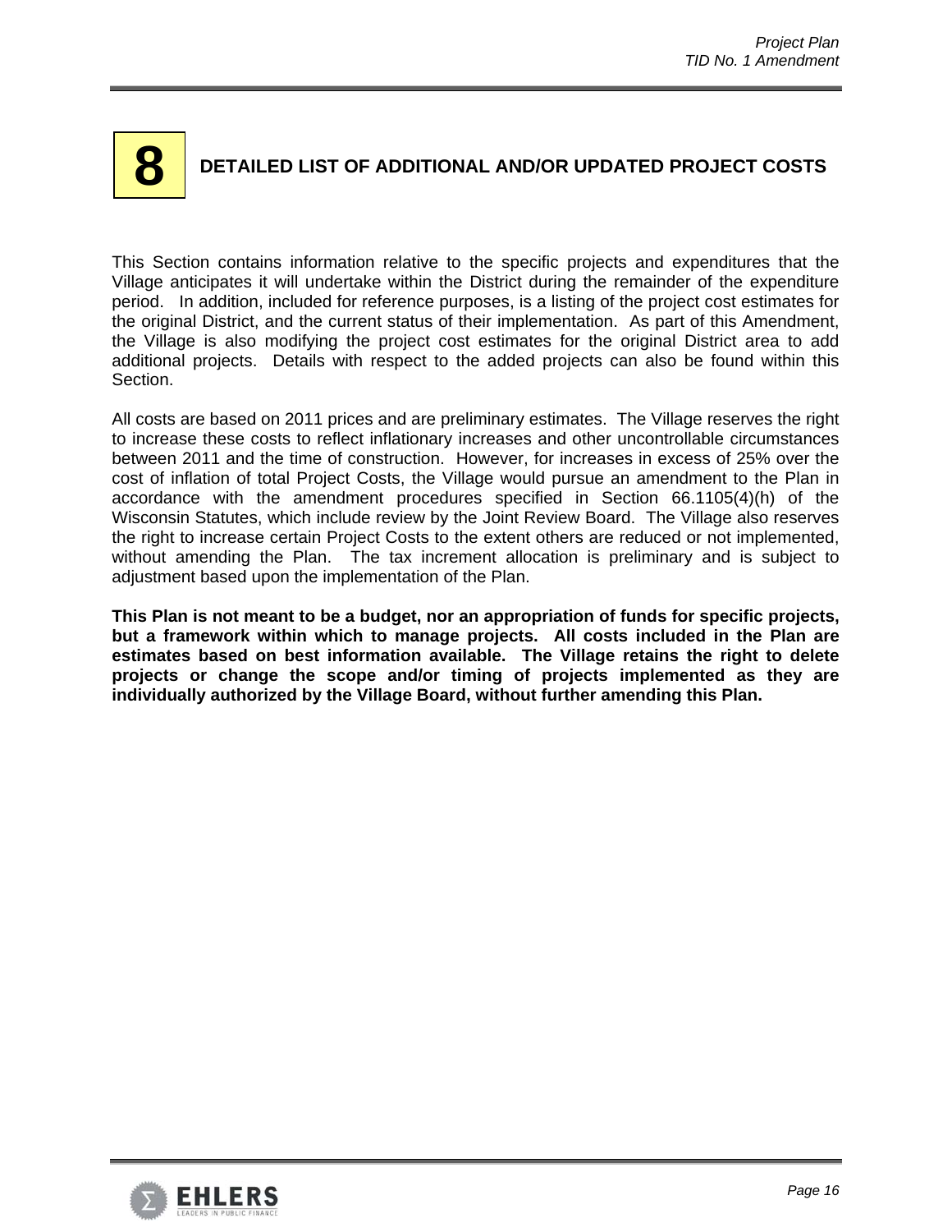# 8 DETAILED LIST OF ADDITIONAL AND/OR UPDATED PROJECT COSTS

This Section contains information relative to the specific projects and expenditures that the Village anticipates it will undertake within the District during the remainder of the expenditure period. In addition, included for reference purposes, is a listing of the project cost estimates for the original District, and the current status of their implementation. As part of this Amendment, the Village is also modifying the project cost estimates for the original District area to add additional projects. Details with respect to the added projects can also be found within this Section.

All costs are based on 2011 prices and are preliminary estimates. The Village reserves the right to increase these costs to reflect inflationary increases and other uncontrollable circumstances between 2011 and the time of construction. However, for increases in excess of 25% over the cost of inflation of total Project Costs, the Village would pursue an amendment to the Plan in accordance with the amendment procedures specified in Section 66.1105(4)(h) of the Wisconsin Statutes, which include review by the Joint Review Board. The Village also reserves the right to increase certain Project Costs to the extent others are reduced or not implemented, without amending the Plan. The tax increment allocation is preliminary and is subject to adjustment based upon the implementation of the Plan.

**This Plan is not meant to be a budget, nor an appropriation of funds for specific projects, but a framework within which to manage projects. All costs included in the Plan are estimates based on best information available. The Village retains the right to delete projects or change the scope and/or timing of projects implemented as they are individually authorized by the Village Board, without further amending this Plan.**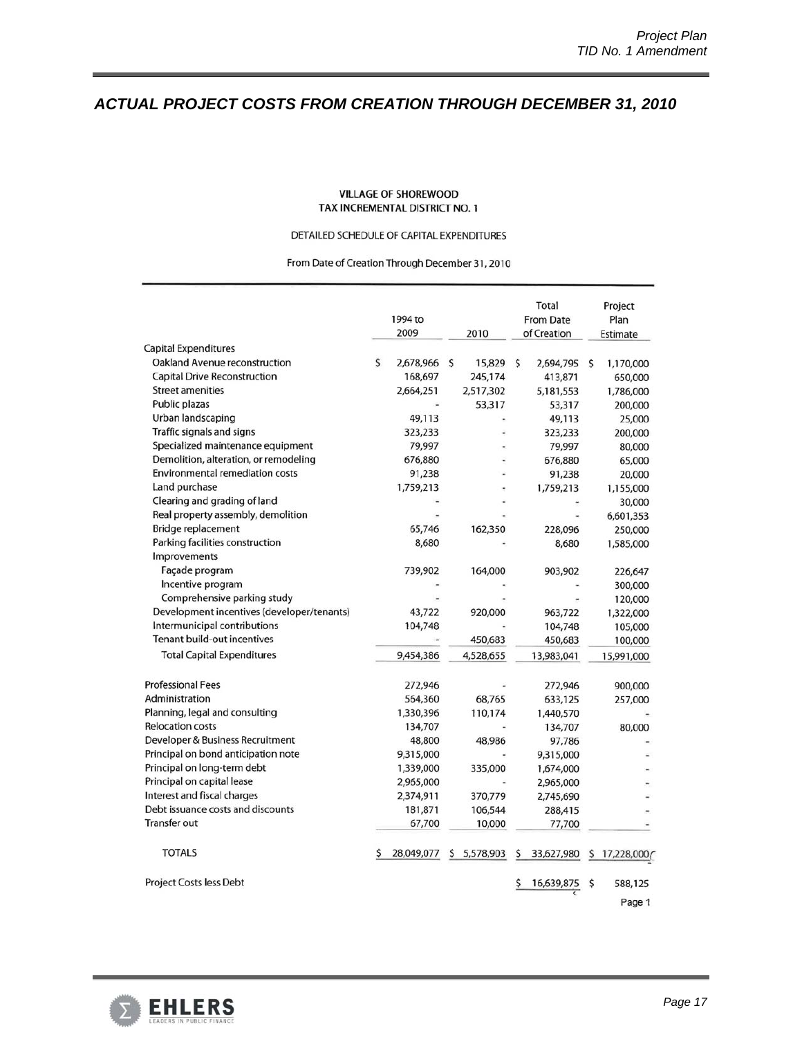## ACTUAL PROJECT COSTS FROM CREATION THROUGH DECEMBER 31, 2010

**VILLAGE OF SHOREWOOD**
**TAX INCREMENTAL DISTRICT NO. 1**

DETAILED SCHEDULE OF CAPITAL EXPENDITURES

From Date of Creation Through December 31, 2010

| | 1994 to 2009 | 2010 | Total From Date of Creation | Project Plan Estimate |
|---|---|---|---|---|
| Capital Expenditures | | | | |
| Oakland Avenue reconstruction | $ 2,678,966 | $ 15,829 | $ 2,694,795 | $ 1,170,000 |
| Capital Drive Reconstruction | 168,697 | 245,174 | 413,871 | 650,000 |
| Street amenities | 2,664,251 | 2,517,302 | 5,181,553 | 1,786,000 |
| Public plazas | - | 53,317 | 53,317 | 200,000 |
| Urban landscaping | 49,113 | - | 49,113 | 25,000 |
| Traffic signals and signs | 323,233 | - | 323,233 | 200,000 |
| Specialized maintenance equipment | 79,997 | - | 79,997 | 80,000 |
| Demolition, alteration, or remodeling | 676,880 | - | 676,880 | 65,000 |
| Environmental remediation costs | 91,238 | - | 91,238 | 20,000 |
| Land purchase | 1,759,213 | - | 1,759,213 | 1,155,000 |
| Clearing and grading of land | - | - | - | 30,000 |
| Real property assembly, demolition | - | - | - | 6,601,353 |
| Bridge replacement | 65,746 | 162,350 | 228,096 | 250,000 |
| Parking facilities construction | 8,680 | - | 8,680 | 1,585,000 |
| Improvements | | | | |
| Façade program | 739,902 | 164,000 | 903,902 | 226,647 |
| Incentive program | - | - | - | 300,000 |
| Comprehensive parking study | - | - | - | 120,000 |
| Development incentives (developer/tenants) | 43,722 | 920,000 | 963,722 | 1,322,000 |
| Intermunicipal contributions | 104,748 | - | 104,748 | 105,000 |
| Tenant build-out incentives | - | 450,683 | 450,683 | 100,000 |
| Total Capital Expenditures | 9,454,386 | 4,528,655 | 13,983,041 | 15,991,000 |
| | | | | |
| Professional Fees | 272,946 | - | 272,946 | 900,000 |
| Administration | 564,360 | 68,765 | 633,125 | 257,000 |
| Planning, legal and consulting | 1,330,396 | 110,174 | 1,440,570 | - |
| Relocation costs | 134,707 | - | 134,707 | 80,000 |
| Developer & Business Recruitment | 48,800 | 48,986 | 97,786 | - |
| Principal on bond anticipation note | 9,315,000 | - | 9,315,000 | - |
| Principal on long-term debt | 1,339,000 | 335,000 | 1,674,000 | - |
| Principal on capital lease | 2,965,000 | - | 2,965,000 | - |
| Interest and fiscal charges | 2,374,911 | 370,779 | 2,745,690 | - |
| Debt issuance costs and discounts | 181,871 | 106,544 | 288,415 | - |
| Transfer out | 67,700 | 10,000 | 77,700 | - |
| | | | | |
| TOTALS | $ 28,049,077 | $ 5,578,903 | $ 33,627,980 | $ 17,228,000 |
| | | | | |
| Project Costs less Debt | | | $ 16,639,875 | $ 588,125 |

Page 1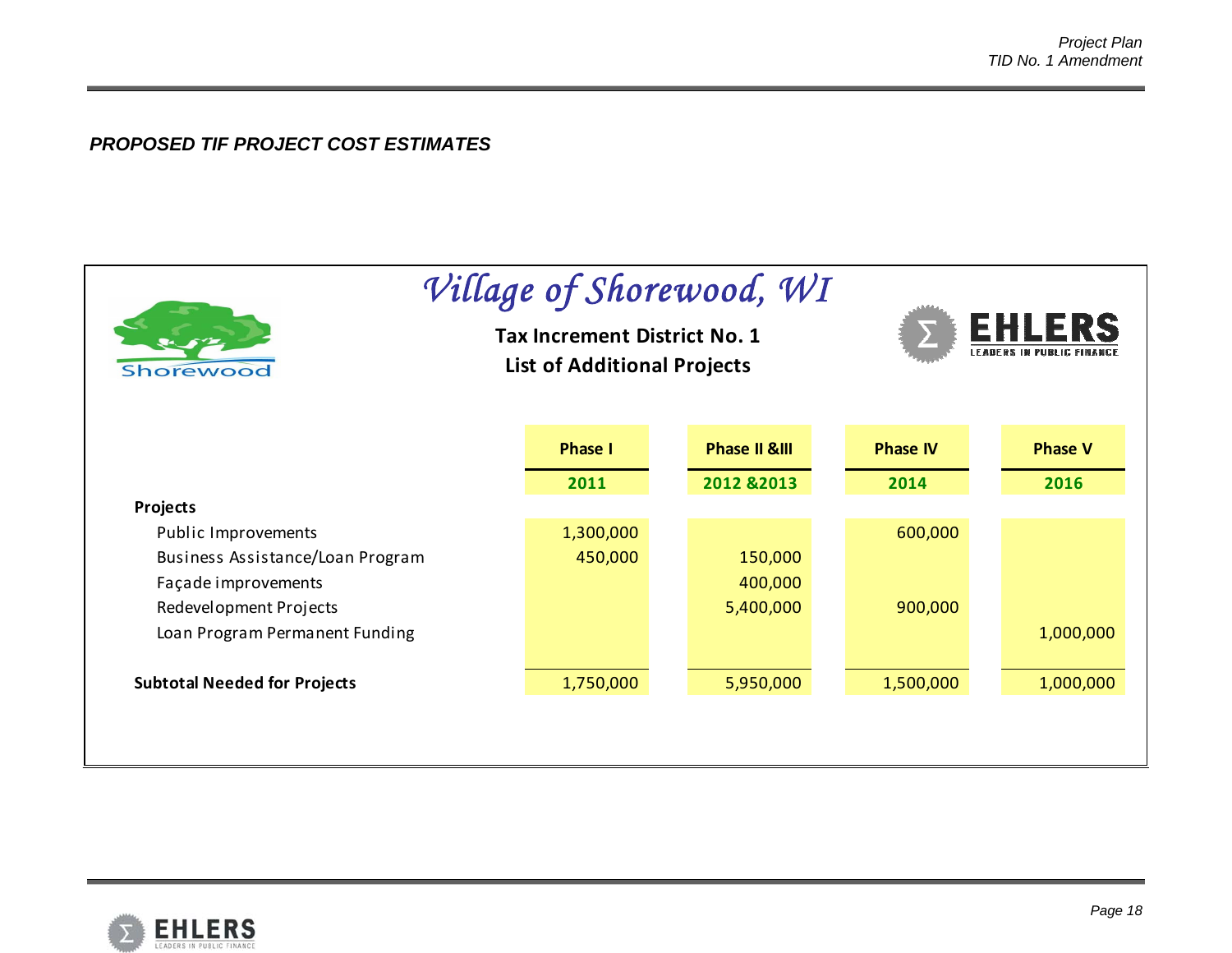## *PROPOSED TIF PROJECT COST ESTIMATES*

### *Village of Shorewood, WI*

**Tax Increment District No. 1**
**List of Additional Projects**

| | Phase I | Phase II &III | Phase IV | Phase V |
|---|---|---|---|---|
| | 2011 | 2012 &2013 | 2014 | 2016 |
| **Projects** | | | | |
| Public Improvements | 1,300,000 | | 600,000 | |
| Business Assistance/Loan Program | 450,000 | 150,000 | | |
| Façade improvements | | 400,000 | | |
| Redevelopment Projects | | 5,400,000 | 900,000 | |
| Loan Program Permanent Funding | | | | 1,000,000 |
| **Subtotal Needed for Projects** | 1,750,000 | 5,950,000 | 1,500,000 | 1,000,000 |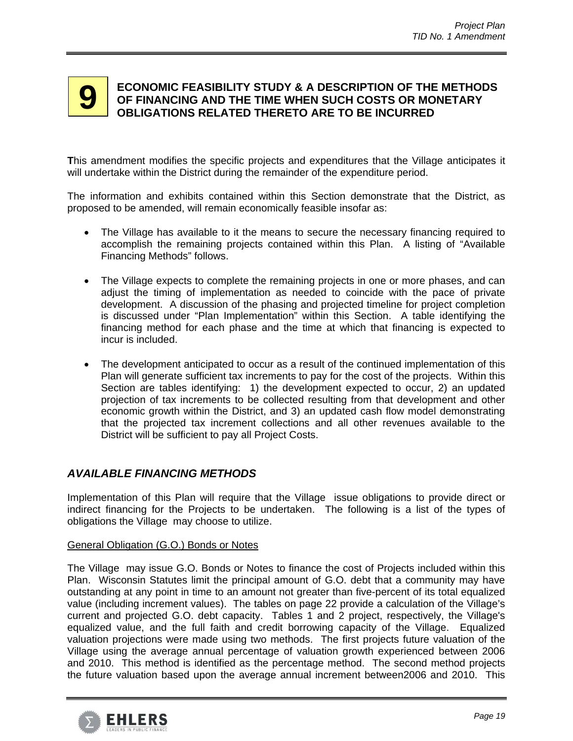# 9 ECONOMIC FEASIBILITY STUDY & A DESCRIPTION OF THE METHODS OF FINANCING AND THE TIME WHEN SUCH COSTS OR MONETARY OBLIGATIONS RELATED THERETO ARE TO BE INCURRED

**T**his amendment modifies the specific projects and expenditures that the Village anticipates it will undertake within the District during the remainder of the expenditure period.

The information and exhibits contained within this Section demonstrate that the District, as proposed to be amended, will remain economically feasible insofar as:

- The Village has available to it the means to secure the necessary financing required to accomplish the remaining projects contained within this Plan. A listing of "Available Financing Methods" follows.
- The Village expects to complete the remaining projects in one or more phases, and can adjust the timing of implementation as needed to coincide with the pace of private development. A discussion of the phasing and projected timeline for project completion is discussed under "Plan Implementation" within this Section. A table identifying the financing method for each phase and the time at which that financing is expected to incur is included.
- The development anticipated to occur as a result of the continued implementation of this Plan will generate sufficient tax increments to pay for the cost of the projects. Within this Section are tables identifying: 1) the development expected to occur, 2) an updated projection of tax increments to be collected resulting from that development and other economic growth within the District, and 3) an updated cash flow model demonstrating that the projected tax increment collections and all other revenues available to the District will be sufficient to pay all Project Costs.

## *AVAILABLE FINANCING METHODS*

Implementation of this Plan will require that the Village issue obligations to provide direct or indirect financing for the Projects to be undertaken. The following is a list of the types of obligations the Village may choose to utilize.

General Obligation (G.O.) Bonds or Notes

The Village may issue G.O. Bonds or Notes to finance the cost of Projects included within this Plan. Wisconsin Statutes limit the principal amount of G.O. debt that a community may have outstanding at any point in time to an amount not greater than five-percent of its total equalized value (including increment values). The tables on page 22 provide a calculation of the Village's current and projected G.O. debt capacity. Tables 1 and 2 project, respectively, the Village's equalized value, and the full faith and credit borrowing capacity of the Village. Equalized valuation projections were made using two methods. The first projects future valuation of the Village using the average annual percentage of valuation growth experienced between 2006 and 2010. This method is identified as the percentage method. The second method projects the future valuation based upon the average annual increment between2006 and 2010. This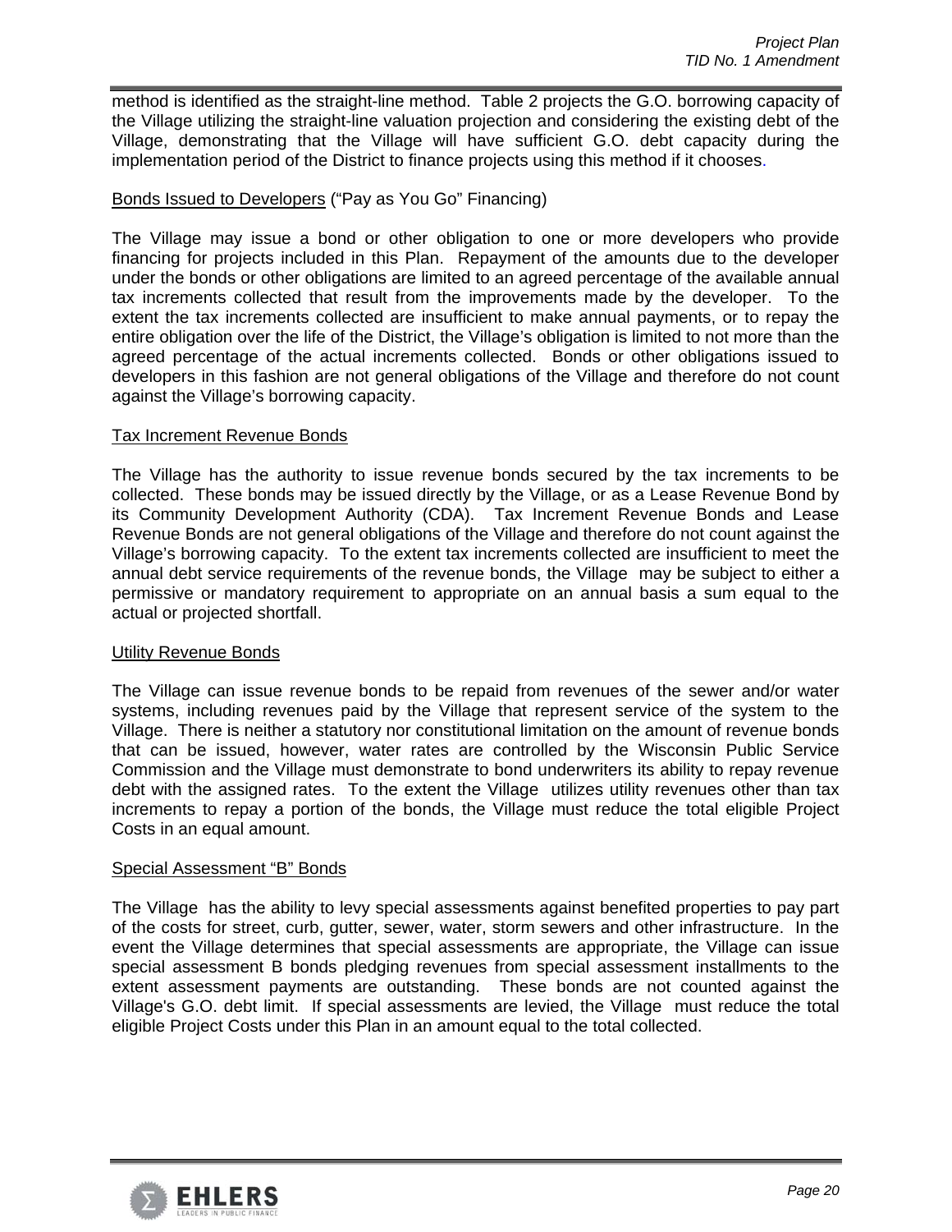method is identified as the straight-line method. Table 2 projects the G.O. borrowing capacity of the Village utilizing the straight-line valuation projection and considering the existing debt of the Village, demonstrating that the Village will have sufficient G.O. debt capacity during the implementation period of the District to finance projects using this method if it chooses.

<u>Bonds Issued to Developers</u> ("Pay as You Go" Financing)

The Village may issue a bond or other obligation to one or more developers who provide financing for projects included in this Plan. Repayment of the amounts due to the developer under the bonds or other obligations are limited to an agreed percentage of the available annual tax increments collected that result from the improvements made by the developer. To the extent the tax increments collected are insufficient to make annual payments, or to repay the entire obligation over the life of the District, the Village's obligation is limited to not more than the agreed percentage of the actual increments collected. Bonds or other obligations issued to developers in this fashion are not general obligations of the Village and therefore do not count against the Village's borrowing capacity.

<u>Tax Increment Revenue Bonds</u>

The Village has the authority to issue revenue bonds secured by the tax increments to be collected. These bonds may be issued directly by the Village, or as a Lease Revenue Bond by its Community Development Authority (CDA). Tax Increment Revenue Bonds and Lease Revenue Bonds are not general obligations of the Village and therefore do not count against the Village's borrowing capacity. To the extent tax increments collected are insufficient to meet the annual debt service requirements of the revenue bonds, the Village may be subject to either a permissive or mandatory requirement to appropriate on an annual basis a sum equal to the actual or projected shortfall.

<u>Utility Revenue Bonds</u>

The Village can issue revenue bonds to be repaid from revenues of the sewer and/or water systems, including revenues paid by the Village that represent service of the system to the Village. There is neither a statutory nor constitutional limitation on the amount of revenue bonds that can be issued, however, water rates are controlled by the Wisconsin Public Service Commission and the Village must demonstrate to bond underwriters its ability to repay revenue debt with the assigned rates. To the extent the Village utilizes utility revenues other than tax increments to repay a portion of the bonds, the Village must reduce the total eligible Project Costs in an equal amount.

<u>Special Assessment "B" Bonds</u>

The Village has the ability to levy special assessments against benefited properties to pay part of the costs for street, curb, gutter, sewer, water, storm sewers and other infrastructure. In the event the Village determines that special assessments are appropriate, the Village can issue special assessment B bonds pledging revenues from special assessment installments to the extent assessment payments are outstanding. These bonds are not counted against the Village's G.O. debt limit. If special assessments are levied, the Village must reduce the total eligible Project Costs under this Plan in an amount equal to the total collected.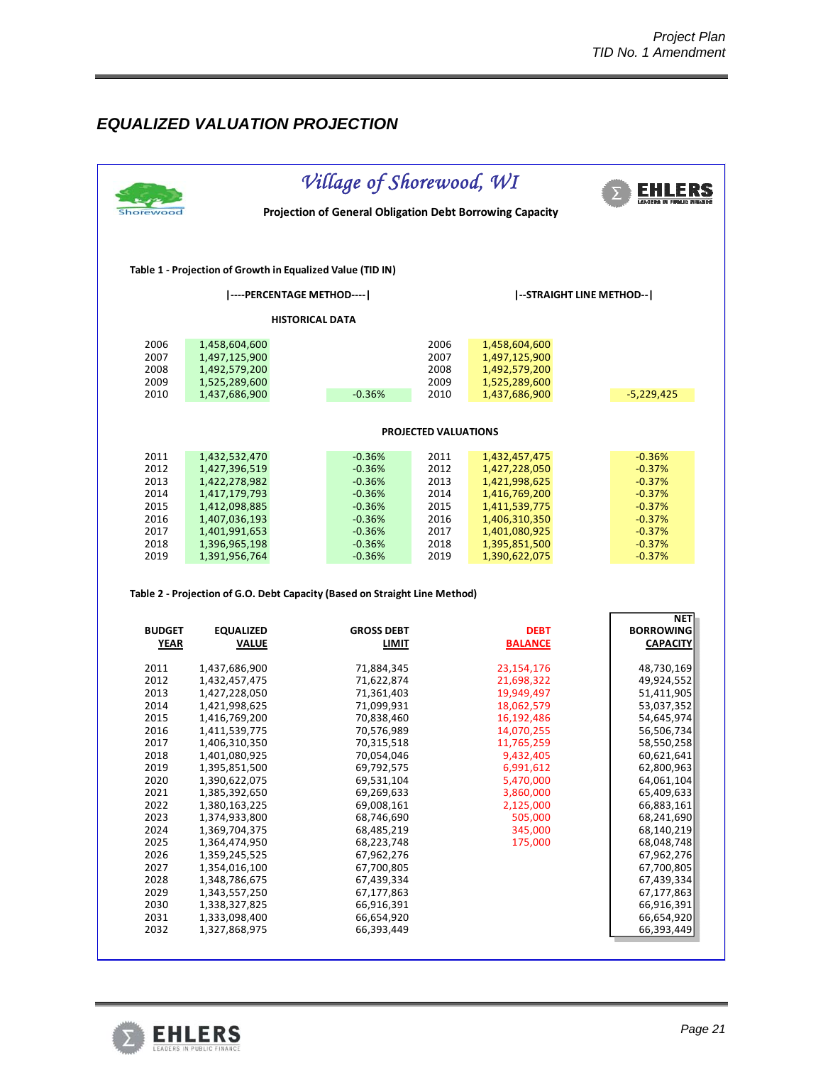## EQUALIZED VALUATION PROJECTION

**Village of Shorewood, WI**

**Projection of General Obligation Debt Borrowing Capacity**

**Table 1 - Projection of Growth in Equalized Value (TID IN)**

| |----PERCENTAGE METHOD----| | | | |--STRAIGHT LINE METHOD--| | |
|---|---|---|---|---|---|
| **HISTORICAL DATA** | | | | | |
| 2006 | 1,458,604,600 | | 2006 | 1,458,604,600 | |
| 2007 | 1,497,125,900 | | 2007 | 1,497,125,900 | |
| 2008 | 1,492,579,200 | | 2008 | 1,492,579,200 | |
| 2009 | 1,525,289,600 | | 2009 | 1,525,289,600 | |
| 2010 | 1,437,686,900 | -0.36% | 2010 | 1,437,686,900 | -5,229,425 |
| **PROJECTED VALUATIONS** | | | | | |
| 2011 | 1,432,532,470 | -0.36% | 2011 | 1,432,457,475 | -0.36% |
| 2012 | 1,427,396,519 | -0.36% | 2012 | 1,427,228,050 | -0.37% |
| 2013 | 1,422,278,982 | -0.36% | 2013 | 1,421,998,625 | -0.37% |
| 2014 | 1,417,179,793 | -0.36% | 2014 | 1,416,769,200 | -0.37% |
| 2015 | 1,412,098,885 | -0.36% | 2015 | 1,411,539,775 | -0.37% |
| 2016 | 1,407,036,193 | -0.36% | 2016 | 1,406,310,350 | -0.37% |
| 2017 | 1,401,991,653 | -0.36% | 2017 | 1,401,080,925 | -0.37% |
| 2018 | 1,396,965,198 | -0.36% | 2018 | 1,395,851,500 | -0.37% |
| 2019 | 1,391,956,764 | -0.36% | 2019 | 1,390,622,075 | -0.37% |

**Table 2 - Projection of G.O. Debt Capacity (Based on Straight Line Method)**

| BUDGET YEAR | EQUALIZED VALUE | GROSS DEBT LIMIT | DEBT BALANCE | NET BORROWING CAPACITY |
|---|---|---|---|---|
| 2011 | 1,437,686,900 | 71,884,345 | 23,154,176 | 48,730,169 |
| 2012 | 1,432,457,475 | 71,622,874 | 21,698,322 | 49,924,552 |
| 2013 | 1,427,228,050 | 71,361,403 | 19,949,497 | 51,411,905 |
| 2014 | 1,421,998,625 | 71,099,931 | 18,062,579 | 53,037,352 |
| 2015 | 1,416,769,200 | 70,838,460 | 16,192,486 | 54,645,974 |
| 2016 | 1,411,539,775 | 70,576,989 | 14,070,255 | 56,506,734 |
| 2017 | 1,406,310,350 | 70,315,518 | 11,765,259 | 58,550,258 |
| 2018 | 1,401,080,925 | 70,054,046 | 9,432,405 | 60,621,641 |
| 2019 | 1,395,851,500 | 69,792,575 | 6,991,612 | 62,800,963 |
| 2020 | 1,390,622,075 | 69,531,104 | 5,470,000 | 64,061,104 |
| 2021 | 1,385,392,650 | 69,269,633 | 3,860,000 | 65,409,633 |
| 2022 | 1,380,163,225 | 69,008,161 | 2,125,000 | 66,883,161 |
| 2023 | 1,374,933,800 | 68,746,690 | 505,000 | 68,241,690 |
| 2024 | 1,369,704,375 | 68,485,219 | 345,000 | 68,140,219 |
| 2025 | 1,364,474,950 | 68,223,748 | 175,000 | 68,048,748 |
| 2026 | 1,359,245,525 | 67,962,276 | | 67,962,276 |
| 2027 | 1,354,016,100 | 67,700,805 | | 67,700,805 |
| 2028 | 1,348,786,675 | 67,439,334 | | 67,439,334 |
| 2029 | 1,343,557,250 | 67,177,863 | | 67,177,863 |
| 2030 | 1,338,327,825 | 66,916,391 | | 66,916,391 |
| 2031 | 1,333,098,400 | 66,654,920 | | 66,654,920 |
| 2032 | 1,327,868,975 | 66,393,449 | | 66,393,449 |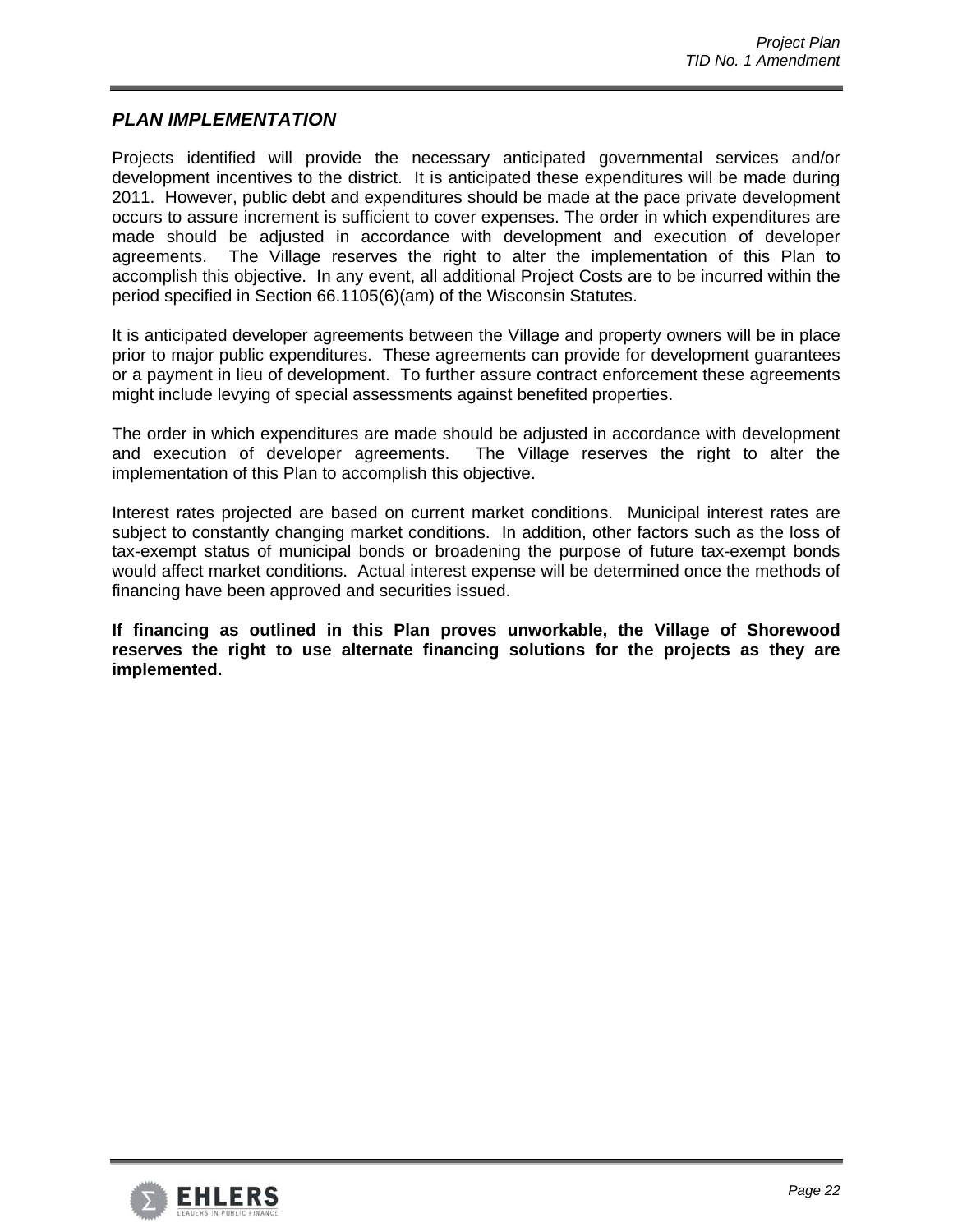## *PLAN IMPLEMENTATION*

Projects identified will provide the necessary anticipated governmental services and/or development incentives to the district. It is anticipated these expenditures will be made during 2011. However, public debt and expenditures should be made at the pace private development occurs to assure increment is sufficient to cover expenses. The order in which expenditures are made should be adjusted in accordance with development and execution of developer agreements. The Village reserves the right to alter the implementation of this Plan to accomplish this objective. In any event, all additional Project Costs are to be incurred within the period specified in Section 66.1105(6)(am) of the Wisconsin Statutes.

It is anticipated developer agreements between the Village and property owners will be in place prior to major public expenditures. These agreements can provide for development guarantees or a payment in lieu of development. To further assure contract enforcement these agreements might include levying of special assessments against benefited properties.

The order in which expenditures are made should be adjusted in accordance with development and execution of developer agreements. The Village reserves the right to alter the implementation of this Plan to accomplish this objective.

Interest rates projected are based on current market conditions. Municipal interest rates are subject to constantly changing market conditions. In addition, other factors such as the loss of tax-exempt status of municipal bonds or broadening the purpose of future tax-exempt bonds would affect market conditions. Actual interest expense will be determined once the methods of financing have been approved and securities issued.

**If financing as outlined in this Plan proves unworkable, the Village of Shorewood reserves the right to use alternate financing solutions for the projects as they are implemented.**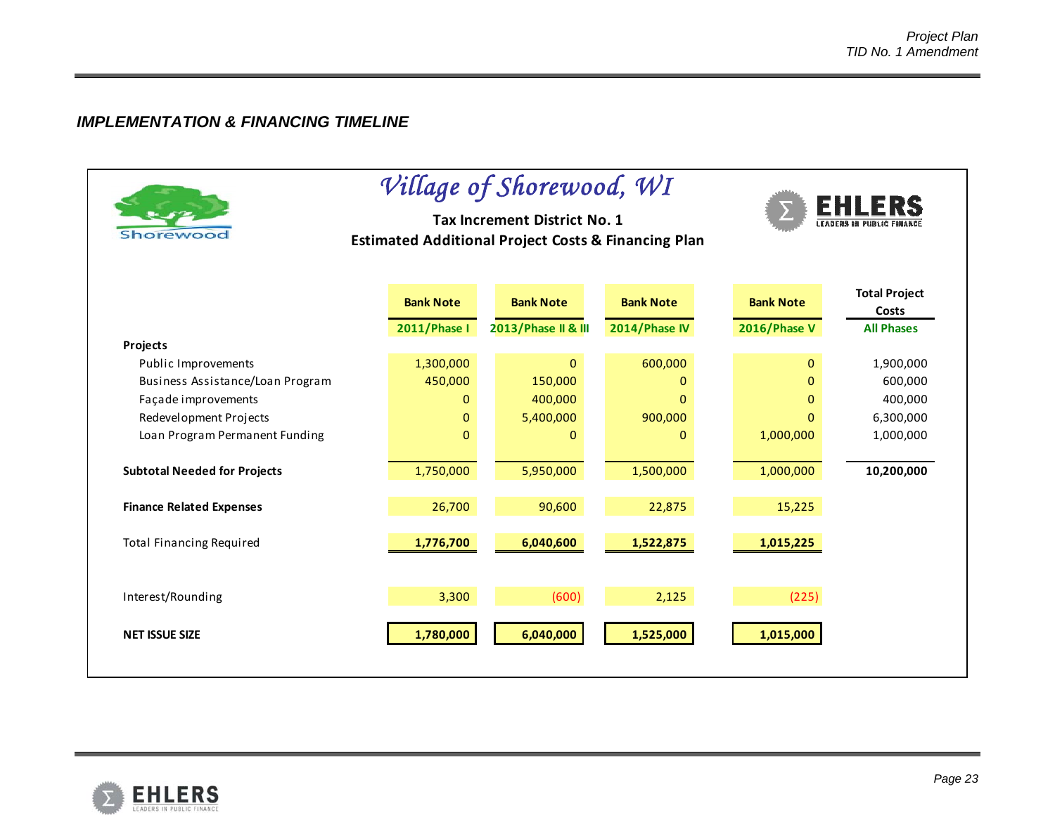## IMPLEMENTATION & FINANCING TIMELINE

### Village of Shorewood, WI

**Tax Increment District No. 1**
**Estimated Additional Project Costs & Financing Plan**

| | Bank Note | Bank Note | Bank Note | Bank Note | Total Project Costs |
|---|---|---|---|---|---|
| | 2011/Phase I | 2013/Phase II & III | 2014/Phase IV | 2016/Phase V | All Phases |
| **Projects** | | | | | |
| Public Improvements | 1,300,000 | 0 | 600,000 | 0 | 1,900,000 |
| Business Assistance/Loan Program | 450,000 | 150,000 | 0 | 0 | 600,000 |
| Façade improvements | 0 | 400,000 | 0 | 0 | 400,000 |
| Redevelopment Projects | 0 | 5,400,000 | 900,000 | 0 | 6,300,000 |
| Loan Program Permanent Funding | 0 | 0 | 0 | 1,000,000 | 1,000,000 |
| **Subtotal Needed for Projects** | 1,750,000 | 5,950,000 | 1,500,000 | 1,000,000 | **10,200,000** |
| **Finance Related Expenses** | 26,700 | 90,600 | 22,875 | 15,225 | |
| Total Financing Required | **1,776,700** | **6,040,600** | **1,522,875** | **1,015,225** | |
| Interest/Rounding | 3,300 | (600) | 2,125 | (225) | |
| **NET ISSUE SIZE** | **1,780,000** | **6,040,000** | **1,525,000** | **1,015,000** | |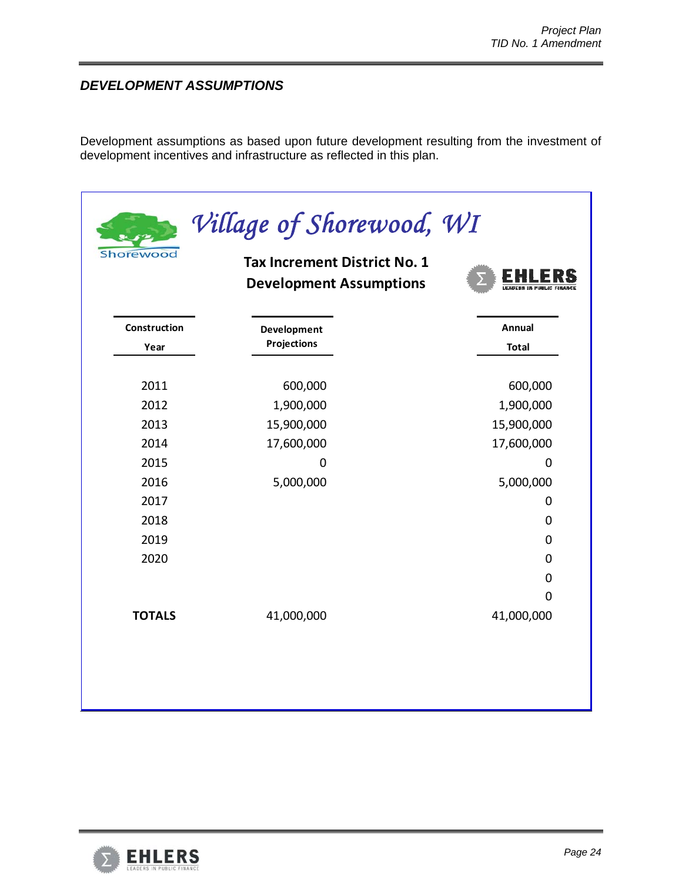## DEVELOPMENT ASSUMPTIONS

Development assumptions as based upon future development resulting from the investment of development incentives and infrastructure as reflected in this plan.

### Village of Shorewood, WI

**Tax Increment District No. 1**
**Development Assumptions**

| Construction Year | Development Projections | Annual Total |
|---|---|---|
| 2011 | 600,000 | 600,000 |
| 2012 | 1,900,000 | 1,900,000 |
| 2013 | 15,900,000 | 15,900,000 |
| 2014 | 17,600,000 | 17,600,000 |
| 2015 | 0 | 0 |
| 2016 | 5,000,000 | 5,000,000 |
| 2017 | | 0 |
| 2018 | | 0 |
| 2019 | | 0 |
| 2020 | | 0 |
| | | 0 |
| | | 0 |
| **TOTALS** | 41,000,000 | 41,000,000 |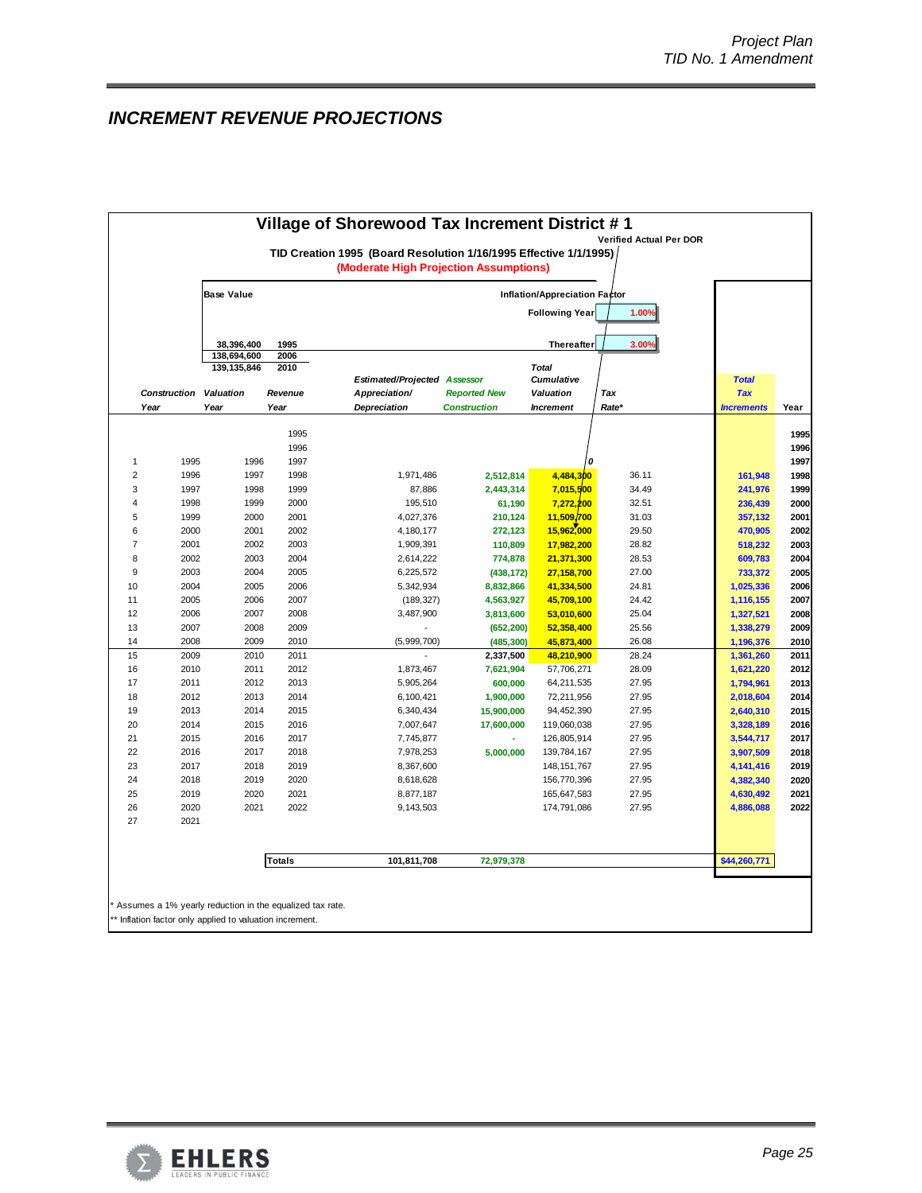## INCREMENT REVENUE PROJECTIONS

**Village of Shorewood Tax Increment District # 1**

**TID Creation 1995 (Board Resolution 1/16/1995 Effective 1/1/1995)**

**(Moderate High Projection Assumptions)**

Verified Actual Per DOR

| Base Value | |
|---|---|
| 38,396,400 | 1995 |
| 138,694,600 | 2006 |
| 139,135,846 | 2010 |

Inflation/Appreciation Factor

| | |
|---|---|
| Following Year | 1.00% |
| Thereafter | 3.00% |

| | Construction Year | Valuation Year | Revenue Year | Estimated/Projected Appreciation/ Depreciation | Assessor Reported New Construction | Total Cumulative Valuation Increment | Tax Rate* | Total Tax Increments | Year |
|---|---|---|---|---|---|---|---|---|---|
| | | | 1995 | | | | | | 1995 |
| | | | 1996 | | | | | | 1996 |
| 1 | 1995 | 1996 | 1997 | | | 0 | | | 1997 |
| 2 | 1996 | 1997 | 1998 | 1,971,486 | 2,512,814 | 4,484,300 | 36.11 | 161,948 | 1998 |
| 3 | 1997 | 1998 | 1999 | 87,886 | 2,443,314 | 7,015,900 | 34.49 | 241,976 | 1999 |
| 4 | 1998 | 1999 | 2000 | 195,510 | 61,190 | 7,272,200 | 32.51 | 236,439 | 2000 |
| 5 | 1999 | 2000 | 2001 | 4,027,376 | 210,124 | 11,509,700 | 31.03 | 357,132 | 2001 |
| 6 | 2000 | 2001 | 2002 | 4,180,177 | 272,123 | 15,962,000 | 29.50 | 470,905 | 2002 |
| 7 | 2001 | 2002 | 2003 | 1,909,391 | 110,809 | 17,982,200 | 28.82 | 518,232 | 2003 |
| 8 | 2002 | 2003 | 2004 | 2,614,222 | 774,878 | 21,371,300 | 28.53 | 609,783 | 2004 |
| 9 | 2003 | 2004 | 2005 | 6,225,572 | (438,172) | 27,158,700 | 27.00 | 733,372 | 2005 |
| 10 | 2004 | 2005 | 2006 | 5,342,934 | 8,832,866 | 41,334,500 | 24.81 | 1,025,336 | 2006 |
| 11 | 2005 | 2006 | 2007 | (189,327) | 4,563,927 | 45,709,100 | 24.42 | 1,116,155 | 2007 |
| 12 | 2006 | 2007 | 2008 | 3,487,900 | 3,813,600 | 53,010,600 | 25.04 | 1,327,521 | 2008 |
| 13 | 2007 | 2008 | 2009 | - | (652,200) | 52,358,400 | 25.56 | 1,338,279 | 2009 |
| 14 | 2008 | 2009 | 2010 | (5,999,700) | (485,300) | 45,873,400 | 26.08 | 1,196,376 | 2010 |
| 15 | 2009 | 2010 | 2011 | - | 2,337,500 | 48,210,900 | 28.24 | 1,361,260 | 2011 |
| 16 | 2010 | 2011 | 2012 | 1,873,467 | 7,621,904 | 57,706,271 | 28.09 | 1,621,220 | 2012 |
| 17 | 2011 | 2012 | 2013 | 5,905,264 | 600,000 | 64,211,535 | 27.95 | 1,794,961 | 2013 |
| 18 | 2012 | 2013 | 2014 | 6,100,421 | 1,900,000 | 72,211,956 | 27.95 | 2,018,604 | 2014 |
| 19 | 2013 | 2014 | 2015 | 6,340,434 | 15,900,000 | 94,452,390 | 27.95 | 2,640,310 | 2015 |
| 20 | 2014 | 2015 | 2016 | 7,007,647 | 17,600,000 | 119,060,038 | 27.95 | 3,328,189 | 2016 |
| 21 | 2015 | 2016 | 2017 | 7,745,877 | - | 126,805,914 | 27.95 | 3,544,717 | 2017 |
| 22 | 2016 | 2017 | 2018 | 7,978,253 | 5,000,000 | 139,784,167 | 27.95 | 3,907,509 | 2018 |
| 23 | 2017 | 2018 | 2019 | 8,367,600 | | 148,151,767 | 27.95 | 4,141,416 | 2019 |
| 24 | 2018 | 2019 | 2020 | 8,618,628 | | 156,770,396 | 27.95 | 4,382,340 | 2020 |
| 25 | 2019 | 2020 | 2021 | 8,877,187 | | 165,647,583 | 27.95 | 4,630,492 | 2021 |
| 26 | 2020 | 2021 | 2022 | 9,143,503 | | 174,791,086 | 27.95 | 4,886,088 | 2022 |
| 27 | 2021 | | | | | | | | |
| | | | **Totals** | 101,811,708 | 72,979,378 | | | $44,260,771 | |

\* Assumes a 1% yearly reduction in the equalized tax rate.

** Inflation factor only applied to valuation increment.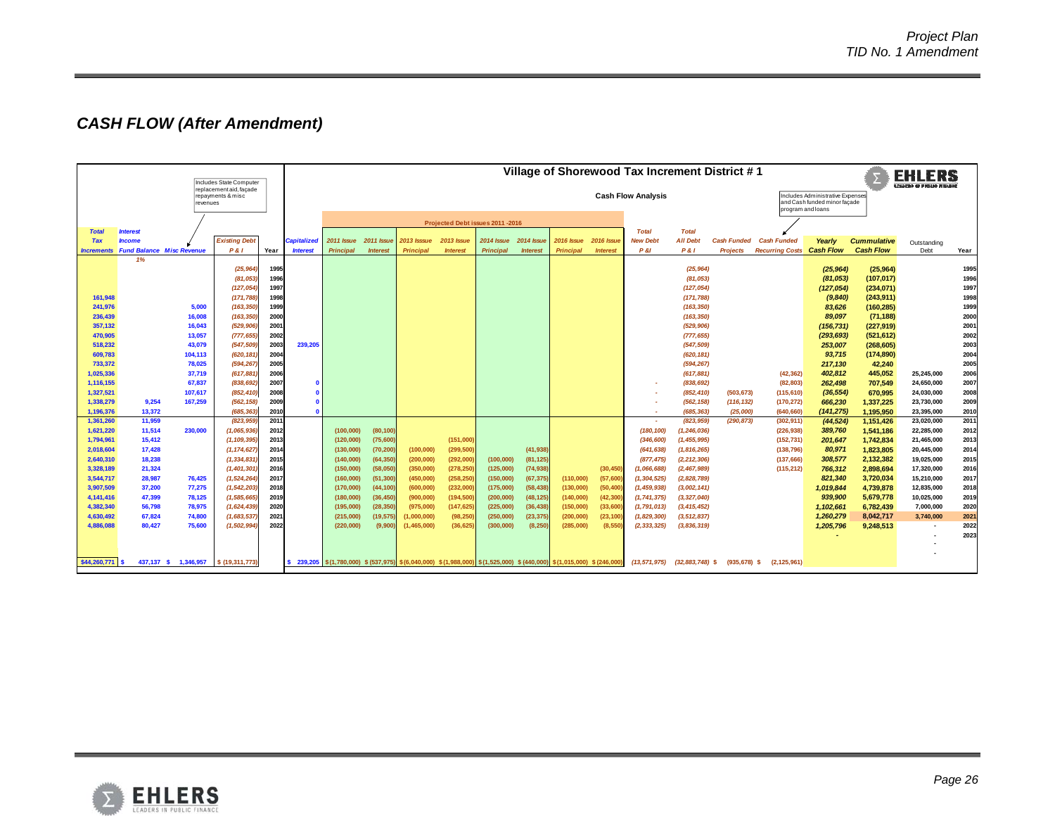# CASH FLOW (After Amendment)

**Village of Shorewood Tax Increment District # 1**

**Cash Flow Analysis**

Note (Misc Revenue): Includes State Computer replacement aid, façade repayments & misc revenues

Note (Cash Funded Recurring Costs): Includes Administrative Expenses and Cash funded minor façade program and loans

| Total Tax Increments | Interest Income Fund Balance 1% | Misc Revenue | Existing Debt P&I | Year | Capitalized Interest | 2011 Issue Principal | 2011 Issue Interest | 2013 Issue Principal | 2013 Issue Interest | 2014 Issue Principal | 2014 Issue Interest | 2016 Issue Principal | 2016 Issue Interest | Total New Debt P&I | Total All Debt P&I | Cash Funded Projects | Cash Funded Recurring Costs | Yearly Cash Flow | Cummulative Cash Flow | Outstanding Debt | Year |
|---|---|---|---|---|---|---|---|---|---|---|---|---|---|---|---|---|---|---|---|---|---|
| | | | | | | Projected Debt issues 2011 -2016 | | | | | | | | | | | | | | | |
| | | | (25,964) | 1995 | | | | | | | | | | | (25,964) | | | (25,964) | (25,964) | | 1995 |
| | | | (81,053) | 1996 | | | | | | | | | | | (81,053) | | | (81,053) | (107,017) | | 1996 |
| | | | (127,054) | 1997 | | | | | | | | | | | (127,054) | | | (127,054) | (234,071) | | 1997 |
| 161,948 | | | (171,788) | 1998 | | | | | | | | | | | (171,788) | | | (9,840) | (243,911) | | 1998 |
| 241,976 | | 5,000 | (163,350) | 1999 | | | | | | | | | | | (163,350) | | | 83,626 | (160,285) | | 1999 |
| 236,439 | | 16,008 | (163,350) | 2000 | | | | | | | | | | | (163,350) | | | 89,097 | (71,188) | | 2000 |
| 357,132 | | 16,043 | (529,906) | 2001 | | | | | | | | | | | (529,906) | | | (156,731) | (227,919) | | 2001 |
| 470,905 | | 13,057 | (777,655) | 2002 | | | | | | | | | | | (777,655) | | | (293,693) | (521,612) | | 2002 |
| 518,232 | | 43,079 | (547,509) | 2003 | 239,205 | | | | | | | | | | (547,509) | | | 253,007 | (268,605) | | 2003 |
| 609,783 | | 104,113 | (620,181) | 2004 | | | | | | | | | | | (620,181) | | | 93,715 | (174,890) | | 2004 |
| 733,372 | | 78,025 | (594,267) | 2005 | | | | | | | | | | | (594,267) | | | 217,130 | 42,240 | | 2005 |
| 1,025,336 | | 37,719 | (617,881) | 2006 | | | | | | | | | | | (617,881) | | (42,362) | 402,812 | 445,052 | 25,245,000 | 2006 |
| 1,116,155 | | 67,837 | (838,692) | 2007 | 0 | | | | | | | | | - | (838,692) | | (82,803) | 262,498 | 707,549 | 24,650,000 | 2007 |
| 1,327,521 | | 107,617 | (852,410) | 2008 | 0 | | | | | | | | | - | (852,410) | (503,673) | (115,610) | (36,554) | 670,995 | 24,030,000 | 2008 |
| 1,338,279 | 9,254 | 167,259 | (562,158) | 2009 | 0 | | | | | | | | | - | (562,158) | (116,132) | (170,272) | 666,230 | 1,337,225 | 23,730,000 | 2009 |
| 1,196,376 | 13,372 | | (685,363) | 2010 | 0 | | | | | | | | | - | (685,363) | (25,000) | (640,660) | (141,275) | 1,195,950 | 23,395,000 | 2010 |
| 1,361,260 | 11,959 | | (823,959) | 2011 | | | | | | | | | | - | (823,959) | (290,873) | (302,911) | (44,524) | 1,151,426 | 23,020,000 | 2011 |
| 1,621,220 | 11,514 | 230,000 | (1,065,936) | 2012 | | (100,000) | (80,100) | | | | | | | (180,100) | (1,246,036) | | (226,938) | 389,760 | 1,541,186 | 22,285,000 | 2012 |
| 1,794,961 | 15,412 | | (1,109,395) | 2013 | | (120,000) | (75,600) | | (151,000) | | | | | (346,600) | (1,455,995) | | (152,731) | 201,647 | 1,742,834 | 21,465,000 | 2013 |
| 2,018,604 | 17,428 | | (1,174,627) | 2014 | | (130,000) | (70,200) | (100,000) | (299,500) | | (41,938) | | | (641,638) | (1,816,265) | | (138,796) | 80,971 | 1,823,805 | 20,445,000 | 2014 |
| 2,640,310 | 18,238 | | (1,334,831) | 2015 | | (140,000) | (64,350) | (200,000) | (292,000) | (100,000) | (81,125) | | | (877,475) | (2,212,306) | | (137,666) | 308,577 | 2,132,382 | 19,025,000 | 2015 |
| 3,328,189 | 21,324 | | (1,401,301) | 2016 | | (150,000) | (58,050) | (350,000) | (278,250) | (125,000) | (74,938) | | (30,450) | (1,066,688) | (2,467,989) | | (115,212) | 766,312 | 2,898,694 | 17,320,000 | 2016 |
| 3,544,717 | 28,987 | 76,425 | (1,524,264) | 2017 | | (160,000) | (51,300) | (450,000) | (258,250) | (150,000) | (67,375) | (110,000) | (57,600) | (1,304,525) | (2,828,789) | | | 821,340 | 3,720,034 | 15,210,000 | 2017 |
| 3,907,509 | 37,200 | 77,275 | (1,542,203) | 2018 | | (170,000) | (44,100) | (600,000) | (232,000) | (175,000) | (58,438) | (130,000) | (50,400) | (1,459,938) | (3,002,141) | | | 1,019,844 | 4,739,878 | 12,835,000 | 2018 |
| 4,141,416 | 47,399 | 78,125 | (1,585,665) | 2019 | | (180,000) | (36,450) | (900,000) | (194,500) | (200,000) | (48,125) | (140,000) | (42,300) | (1,741,375) | (3,327,040) | | | 939,900 | 5,679,778 | 10,025,000 | 2019 |
| 4,382,340 | 56,798 | 78,975 | (1,624,439) | 2020 | | (195,000) | (28,350) | (975,000) | (147,625) | (225,000) | (36,438) | (150,000) | (33,600) | (1,791,013) | (3,415,452) | | | 1,102,661 | 6,782,439 | 7,000,000 | 2020 |
| 4,630,492 | 67,824 | 74,800 | (1,683,537) | 2021 | | (215,000) | (19,575) | (1,000,000) | (98,250) | (250,000) | (23,375) | (200,000) | (23,100) | (1,829,300) | (3,512,837) | | | 1,260,279 | 8,042,717 | 3,740,000 | 2021 |
| 4,886,088 | 80,427 | 75,600 | (1,502,994) | 2022 | | (220,000) | (9,900) | (1,465,000) | (36,625) | (300,000) | (8,250) | (285,000) | (8,550) | (2,333,325) | (3,836,319) | | | 1,205,796 | 9,248,513 | - | 2022 |
| | | | | | | | | | | | | | | | | | | - | | - | 2023 |
| | | | | | | | | | | | | | | | | | | | | - | |
| | | | | | | | | | | | | | | | | | | | | - | |
| $44,260,771 | $ 437,137 | $ 1,346,957 | $ (19,311,773) | | $ 239,205 | $(1,780,000) | $(537,975) | $(6,040,000) | $(1,988,000) | $(1,525,000) | $(440,000) | $(1,015,000) | $(246,000) | (13,571,975) | (32,883,748) | $ (935,678) | $ (2,125,961) | | | | |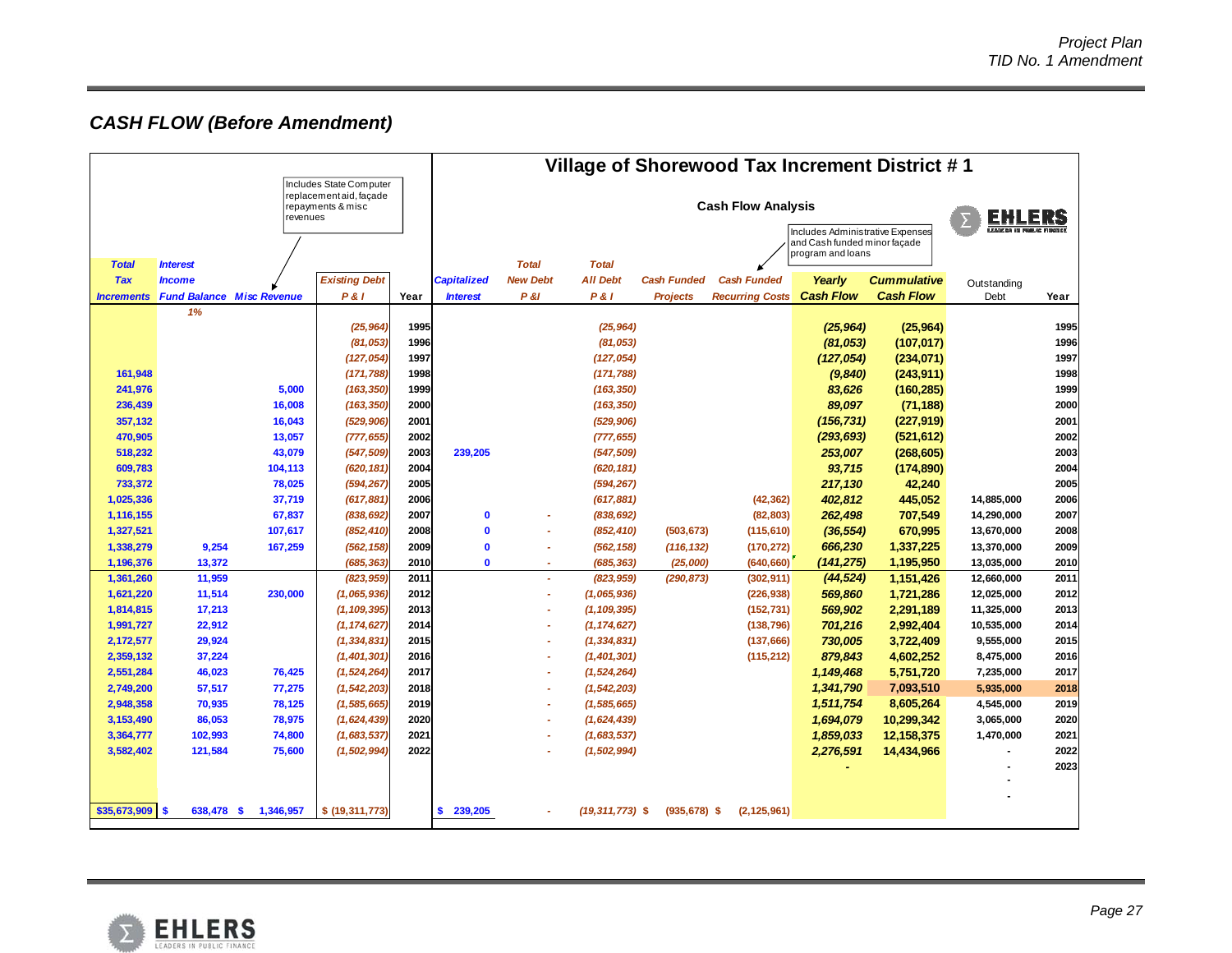## CASH FLOW (Before Amendment)

# Village of Shorewood Tax Increment District # 1

### Cash Flow Analysis

Notes: Misc Revenue — Includes State Computer replacement aid, façade repayments & misc revenues. Cash Funded Recurring Costs — Includes Administrative Expenses and Cash funded minor façade program and loans.

| Total Tax Increments | Interest Income Fund Balance (1%) | Misc Revenue | Existing Debt P & I | Year | Capitalized Interest | Total New Debt P &I | Total All Debt P & I | Cash Funded Projects | Cash Funded Recurring Costs | Yearly Cash Flow | Cummulative Cash Flow | Outstanding Debt | Year |
|---|---|---|---|---|---|---|---|---|---|---|---|---|---|
| | | | (25,964) | 1995 | | | (25,964) | | | (25,964) | (25,964) | | 1995 |
| | | | (81,053) | 1996 | | | (81,053) | | | (81,053) | (107,017) | | 1996 |
| | | | (127,054) | 1997 | | | (127,054) | | | (127,054) | (234,071) | | 1997 |
| 161,948 | | | (171,788) | 1998 | | | (171,788) | | | (9,840) | (243,911) | | 1998 |
| 241,976 | | 5,000 | (163,350) | 1999 | | | (163,350) | | | 83,626 | (160,285) | | 1999 |
| 236,439 | | 16,008 | (163,350) | 2000 | | | (163,350) | | | 89,097 | (71,188) | | 2000 |
| 357,132 | | 16,043 | (529,906) | 2001 | | | (529,906) | | | (156,731) | (227,919) | | 2001 |
| 470,905 | | 13,057 | (777,655) | 2002 | | | (777,655) | | | (293,693) | (521,612) | | 2002 |
| 518,232 | | 43,079 | (547,509) | 2003 | 239,205 | | (547,509) | | | 253,007 | (268,605) | | 2003 |
| 609,783 | | 104,113 | (620,181) | 2004 | | | (620,181) | | | 93,715 | (174,890) | | 2004 |
| 733,372 | | 78,025 | (594,267) | 2005 | | | (594,267) | | | 217,130 | 42,240 | | 2005 |
| 1,025,336 | | 37,719 | (617,881) | 2006 | | | (617,881) | | (42,362) | 402,812 | 445,052 | 14,885,000 | 2006 |
| 1,116,155 | | 67,837 | (838,692) | 2007 | 0 | - | (838,692) | | (82,803) | 262,498 | 707,549 | 14,290,000 | 2007 |
| 1,327,521 | | 107,617 | (852,410) | 2008 | 0 | - | (852,410) | (503,673) | (115,610) | (36,554) | 670,995 | 13,670,000 | 2008 |
| 1,338,279 | 9,254 | 167,259 | (562,158) | 2009 | 0 | - | (562,158) | (116,132) | (170,272) | 666,230 | 1,337,225 | 13,370,000 | 2009 |
| 1,196,376 | 13,372 | | (685,363) | 2010 | 0 | - | (685,363) | (25,000) | (640,660) | (141,275) | 1,195,950 | 13,035,000 | 2010 |
| 1,361,260 | 11,959 | | (823,959) | 2011 | | - | (823,959) | (290,873) | (302,911) | (44,524) | 1,151,426 | 12,660,000 | 2011 |
| 1,621,220 | 11,514 | 230,000 | (1,065,936) | 2012 | | - | (1,065,936) | | (226,938) | 569,860 | 1,721,286 | 12,025,000 | 2012 |
| 1,814,815 | 17,213 | | (1,109,395) | 2013 | | - | (1,109,395) | | (152,731) | 569,902 | 2,291,189 | 11,325,000 | 2013 |
| 1,991,727 | 22,912 | | (1,174,627) | 2014 | | - | (1,174,627) | | (138,796) | 701,216 | 2,992,404 | 10,535,000 | 2014 |
| 2,172,577 | 29,924 | | (1,334,831) | 2015 | | - | (1,334,831) | | (137,666) | 730,005 | 3,722,409 | 9,555,000 | 2015 |
| 2,359,132 | 37,224 | | (1,401,301) | 2016 | | - | (1,401,301) | | (115,212) | 879,843 | 4,602,252 | 8,475,000 | 2016 |
| 2,551,284 | 46,023 | 76,425 | (1,524,264) | 2017 | | - | (1,524,264) | | | 1,149,468 | 5,751,720 | 7,235,000 | 2017 |
| 2,749,200 | 57,517 | 77,275 | (1,542,203) | 2018 | | - | (1,542,203) | | | 1,341,790 | 7,093,510 | 5,935,000 | 2018 |
| 2,948,358 | 70,935 | 78,125 | (1,585,665) | 2019 | | - | (1,585,665) | | | 1,511,754 | 8,605,264 | 4,545,000 | 2019 |
| 3,153,490 | 86,053 | 78,975 | (1,624,439) | 2020 | | - | (1,624,439) | | | 1,694,079 | 10,299,342 | 3,065,000 | 2020 |
| 3,364,777 | 102,993 | 74,800 | (1,683,537) | 2021 | | - | (1,683,537) | | | 1,859,033 | 12,158,375 | 1,470,000 | 2021 |
| 3,582,402 | 121,584 | 75,600 | (1,502,994) | 2022 | | - | (1,502,994) | | | 2,276,591 | 14,434,966 | - | 2022 |
| | | | | 2023 | | | | | | - | | - | 2023 |
| | | | | | | | | | | | | - | |
| $35,673,909 | $ 638,478 | $ 1,346,957 | $ (19,311,773) | | $ 239,205 | - | (19,311,773) | $ (935,678) | $ (2,125,961) | | | | |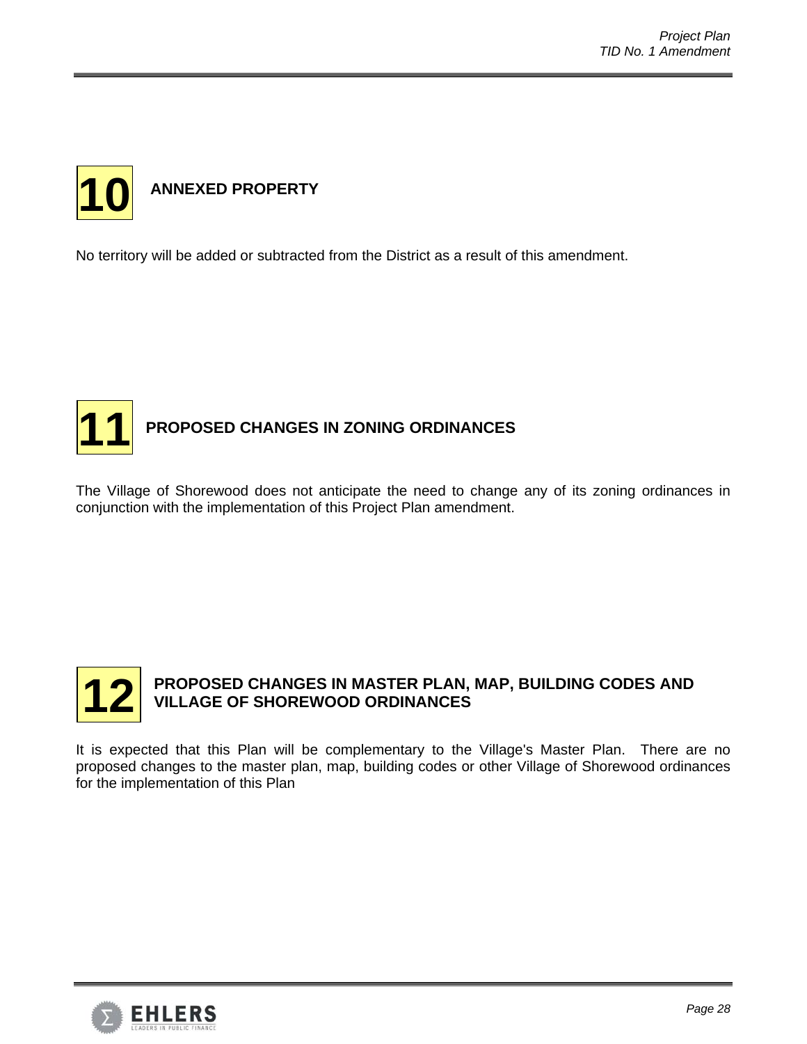## 10 ANNEXED PROPERTY

No territory will be added or subtracted from the District as a result of this amendment.

## 11 PROPOSED CHANGES IN ZONING ORDINANCES

The Village of Shorewood does not anticipate the need to change any of its zoning ordinances in conjunction with the implementation of this Project Plan amendment.

## 12 PROPOSED CHANGES IN MASTER PLAN, MAP, BUILDING CODES AND VILLAGE OF SHOREWOOD ORDINANCES

It is expected that this Plan will be complementary to the Village's Master Plan. There are no proposed changes to the master plan, map, building codes or other Village of Shorewood ordinances for the implementation of this Plan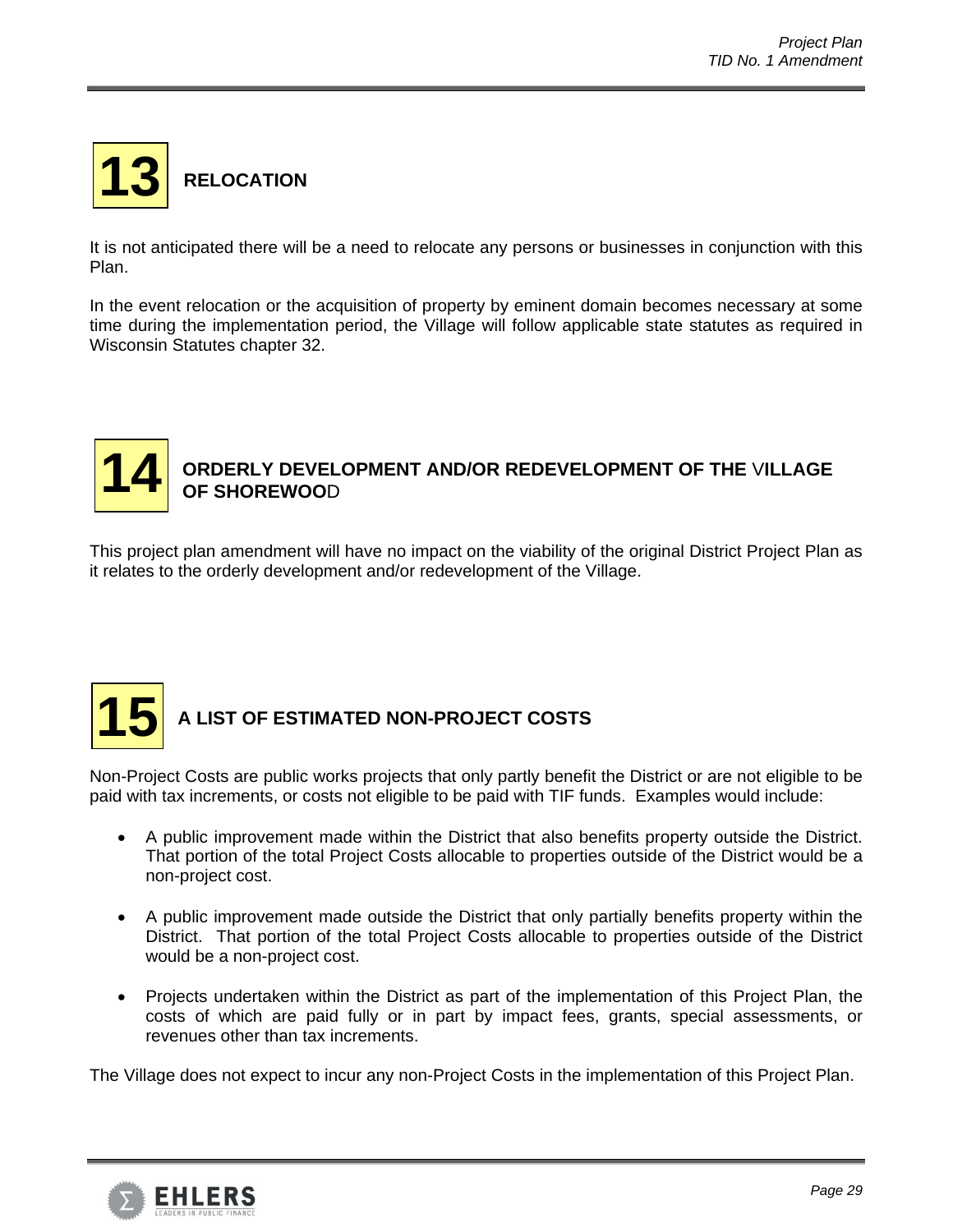## 13 RELOCATION

It is not anticipated there will be a need to relocate any persons or businesses in conjunction with this Plan.

In the event relocation or the acquisition of property by eminent domain becomes necessary at some time during the implementation period, the Village will follow applicable state statutes as required in Wisconsin Statutes chapter 32.

## 14 ORDERLY DEVELOPMENT AND/OR REDEVELOPMENT OF THE VILLAGE OF SHOREWOOD

This project plan amendment will have no impact on the viability of the original District Project Plan as it relates to the orderly development and/or redevelopment of the Village.

## 15 A LIST OF ESTIMATED NON-PROJECT COSTS

Non-Project Costs are public works projects that only partly benefit the District or are not eligible to be paid with tax increments, or costs not eligible to be paid with TIF funds. Examples would include:

- A public improvement made within the District that also benefits property outside the District. That portion of the total Project Costs allocable to properties outside of the District would be a non-project cost.
- A public improvement made outside the District that only partially benefits property within the District. That portion of the total Project Costs allocable to properties outside of the District would be a non-project cost.
- Projects undertaken within the District as part of the implementation of this Project Plan, the costs of which are paid fully or in part by impact fees, grants, special assessments, or revenues other than tax increments.

The Village does not expect to incur any non-Project Costs in the implementation of this Project Plan.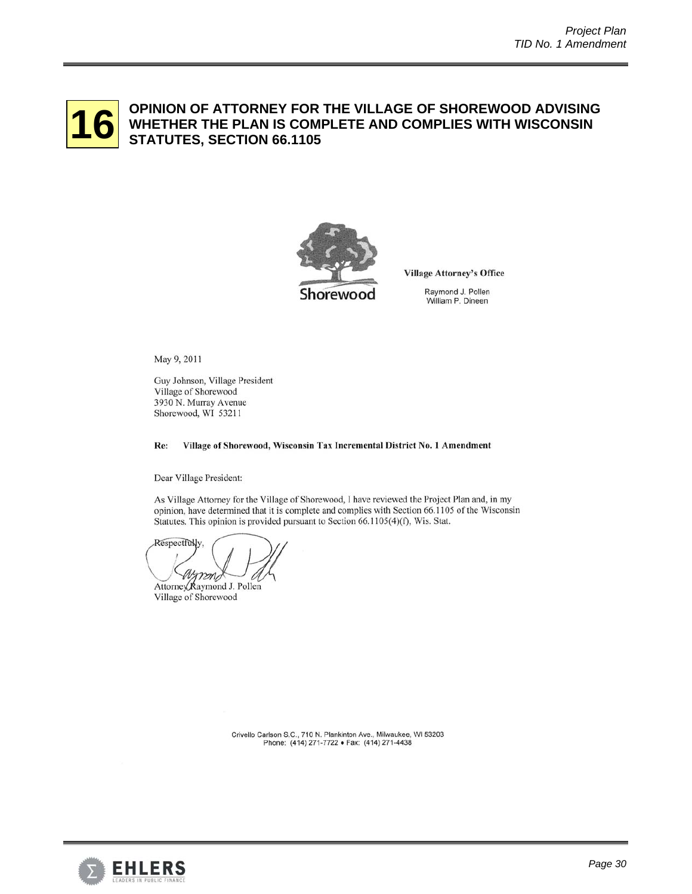# 16 OPINION OF ATTORNEY FOR THE VILLAGE OF SHOREWOOD ADVISING WHETHER THE PLAN IS COMPLETE AND COMPLIES WITH WISCONSIN STATUTES, SECTION 66.1105

Shorewood

**Village Attorney's Office**

Raymond J. Pollen
William P. Dineen

May 9, 2011

Guy Johnson, Village President
Village of Shorewood
3930 N. Murray Avenue
Shorewood, WI 53211

**Re: Village of Shorewood, Wisconsin Tax Incremental District No. 1 Amendment**

Dear Village President:

As Village Attorney for the Village of Shorewood, I have reviewed the Project Plan and, in my opinion, have determined that it is complete and complies with Section 66.1105 of the Wisconsin Statutes. This opinion is provided pursuant to Section 66.1105(4)(f), Wis. Stat.

Respectfully,

Attorney Raymond J. Pollen
Village of Shorewood

Crivello Carlson S.C., 710 N. Plankinton Ave., Milwaukee, WI 53203
Phone: (414) 271-7722 • Fax: (414) 271-4438